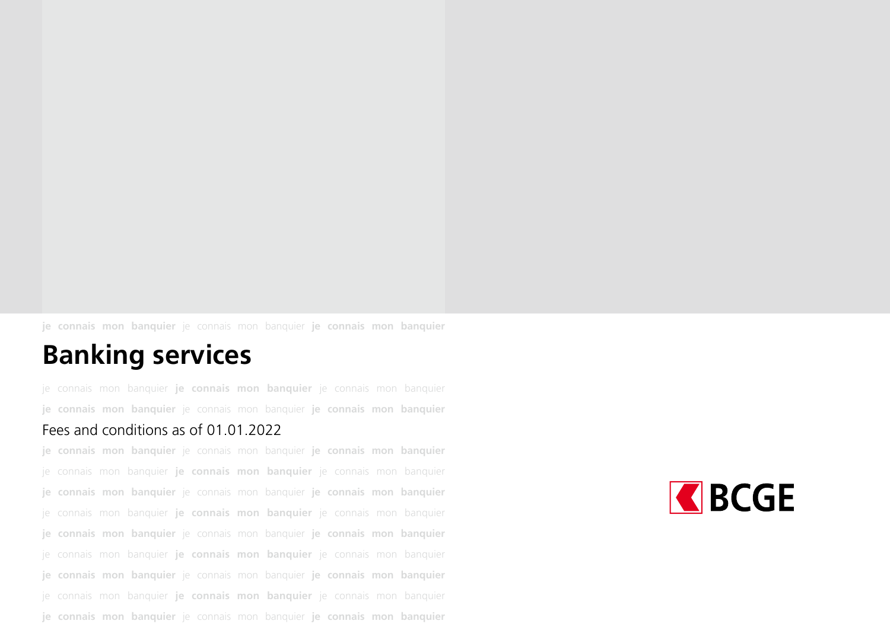# Banking services

Fees and conditions as of 01.01.2022

BCGE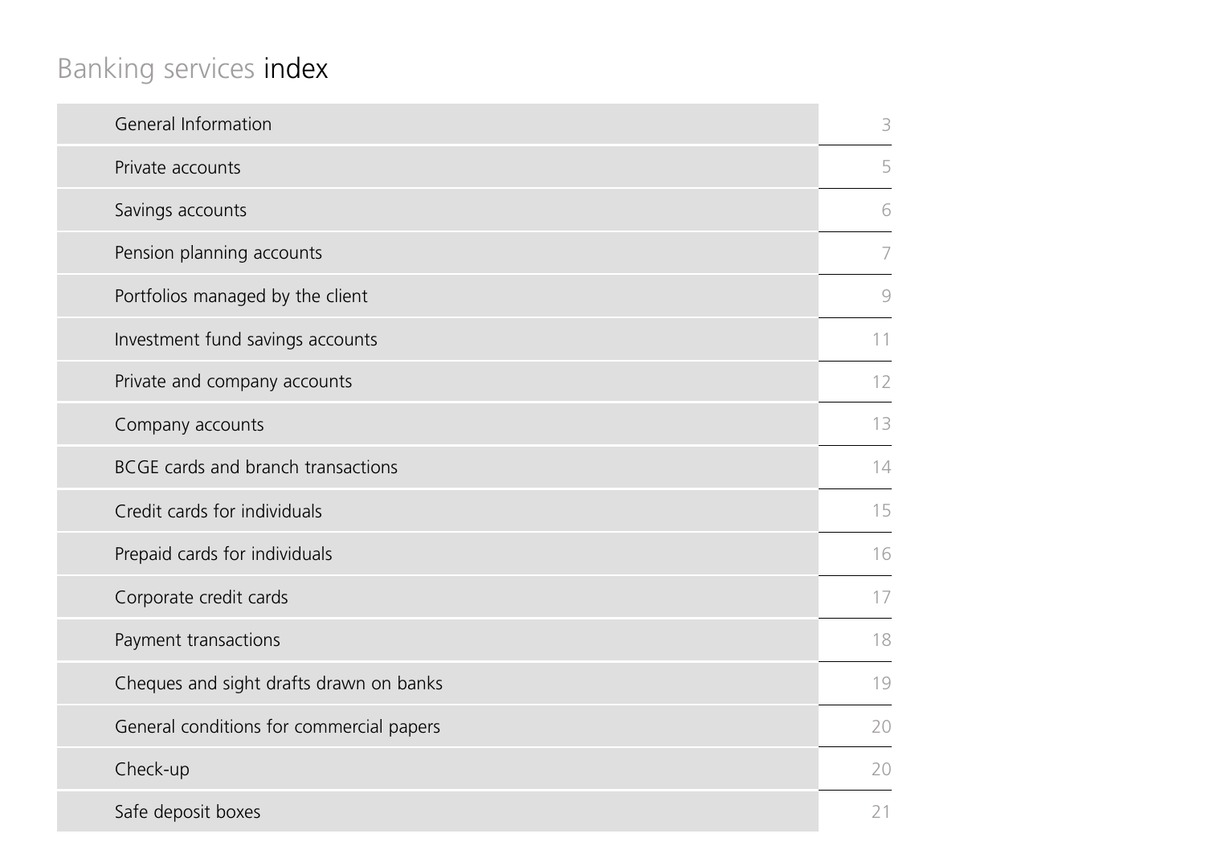# Banking services index

| | |
|---|---|
| General Information | 3 |
| Private accounts | 5 |
| Savings accounts | 6 |
| Pension planning accounts | 7 |
| Portfolios managed by the client | 9 |
| Investment fund savings accounts | 11 |
| Private and company accounts | 12 |
| Company accounts | 13 |
| BCGE cards and branch transactions | 14 |
| Credit cards for individuals | 15 |
| Prepaid cards for individuals | 16 |
| Corporate credit cards | 17 |
| Payment transactions | 18 |
| Cheques and sight drafts drawn on banks | 19 |
| General conditions for commercial papers | 20 |
| Check-up | 20 |
| Safe deposit boxes | 21 |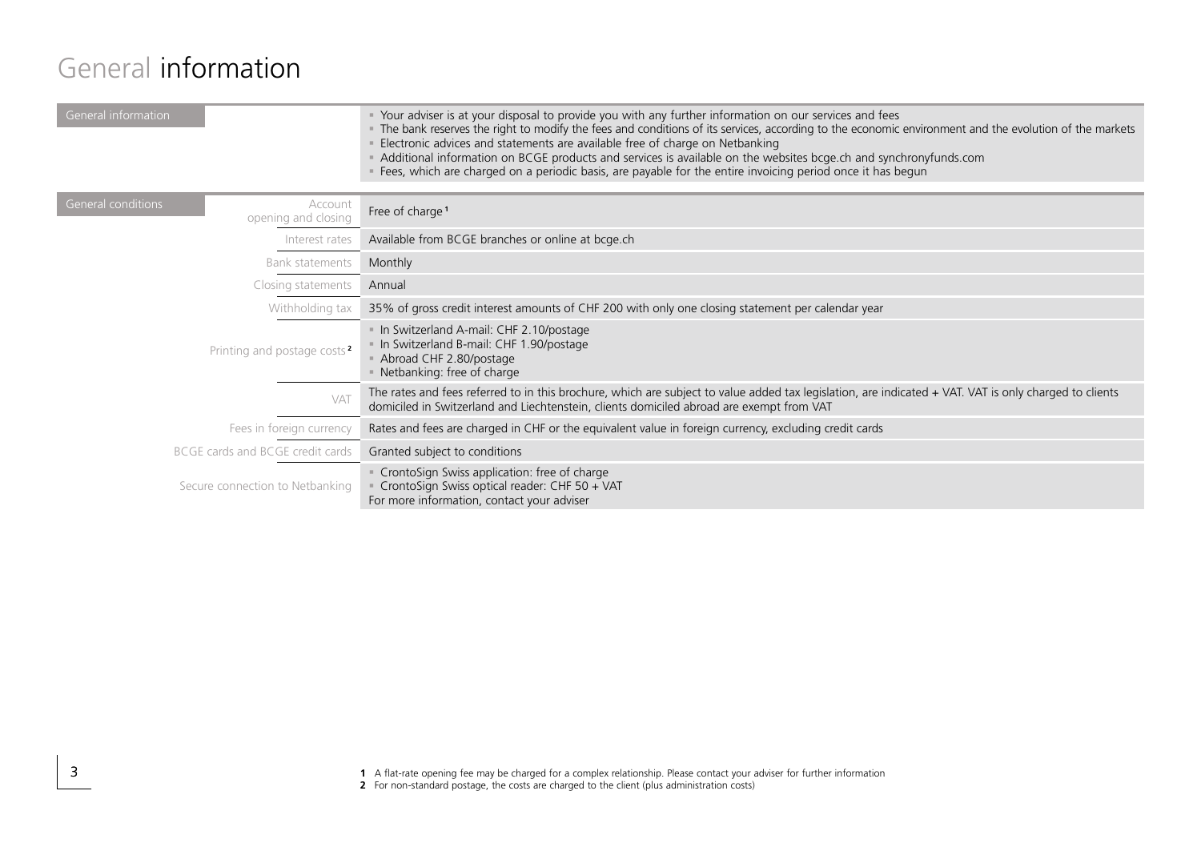# General information

| General information | | |
|---|---|---|
| | | • Your adviser is at your disposal to provide you with any further information on our services and fees<br>• The bank reserves the right to modify the fees and conditions of its services, according to the economic environment and the evolution of the markets<br>• Electronic advices and statements are available free of charge on Netbanking<br>• Additional information on BCGE products and services is available on the websites bcge.ch and synchronyfunds.com<br>• Fees, which are charged on a periodic basis, are payable for the entire invoicing period once it has begun |

| General conditions | | |
|---|---|---|
| | Account opening and closing | Free of charge [1] |
| | Interest rates | Available from BCGE branches or online at bcge.ch |
| | Bank statements | Monthly |
| | Closing statements | Annual |
| | Withholding tax | 35% of gross credit interest amounts of CHF 200 with only one closing statement per calendar year |
| | Printing and postage costs [2] | • In Switzerland A-mail: CHF 2.10/postage<br>• In Switzerland B-mail: CHF 1.90/postage<br>• Abroad CHF 2.80/postage<br>• Netbanking: free of charge |
| | VAT | The rates and fees referred to in this brochure, which are subject to value added tax legislation, are indicated + VAT. VAT is only charged to clients domiciled in Switzerland and Liechtenstein, clients domiciled abroad are exempt from VAT |
| | Fees in foreign currency | Rates and fees are charged in CHF or the equivalent value in foreign currency, excluding credit cards |
| | BCGE cards and BCGE credit cards | Granted subject to conditions |
| | Secure connection to Netbanking | • CrontoSign Swiss application: free of charge<br>• CrontoSign Swiss optical reader: CHF 50 + VAT<br>For more information, contact your adviser |

**1** A flat-rate opening fee may be charged for a complex relationship. Please contact your adviser for further information
**2** For non-standard postage, the costs are charged to the client (plus administration costs)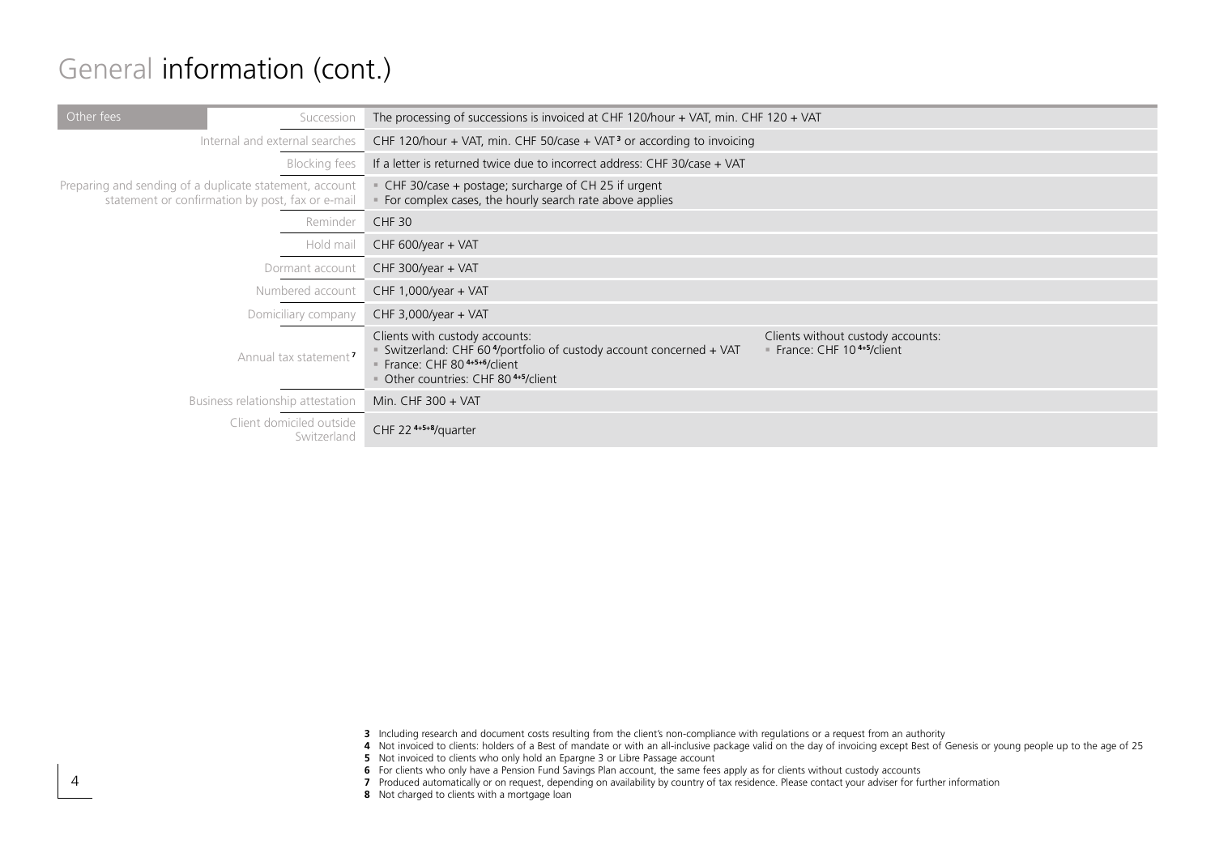# General information (cont.)

| Other fees | | |
|---|---|---|
| | Succession | The processing of successions is invoiced at CHF 120/hour + VAT, min. CHF 120 + VAT |
| | Internal and external searches | CHF 120/hour + VAT, min. CHF 50/case + VAT[3] or according to invoicing |
| | Blocking fees | If a letter is returned twice due to incorrect address: CHF 30/case + VAT |
| | Preparing and sending of a duplicate statement, account statement or confirmation by post, fax or e-mail | ▪ CHF 30/case + postage; surcharge of CH 25 if urgent<br>▪ For complex cases, the hourly search rate above applies |
| | Reminder | CHF 30 |
| | Hold mail | CHF 600/year + VAT |
| | Dormant account | CHF 300/year + VAT |
| | Numbered account | CHF 1,000/year + VAT |
| | Domiciliary company | CHF 3,000/year + VAT |
| | Annual tax statement[7] | Clients with custody accounts:<br>▪ Switzerland: CHF 60[4]/portfolio of custody account concerned + VAT<br>▪ France: CHF 80[4+5+6]/client<br>▪ Other countries: CHF 80[4+5]/client<br><br>Clients without custody accounts:<br>▪ France: CHF 10[4+5]/client |
| | Business relationship attestation | Min. CHF 300 + VAT |
| | Client domiciled outside Switzerland | CHF 22[4+5+8]/quarter |

**3** Including research and document costs resulting from the client's non-compliance with regulations or a request from an authority
**4** Not invoiced to clients: holders of a Best of mandate or with an all-inclusive package valid on the day of invoicing except Best of Genesis or young people up to the age of 25
**5** Not invoiced to clients who only hold an Epargne 3 or Libre Passage account
**6** For clients who only have a Pension Fund Savings Plan account, the same fees apply as for clients without custody accounts
**7** Produced automatically or on request, depending on availability by country of tax residence. Please contact your adviser for further information
**8** Not charged to clients with a mortgage loan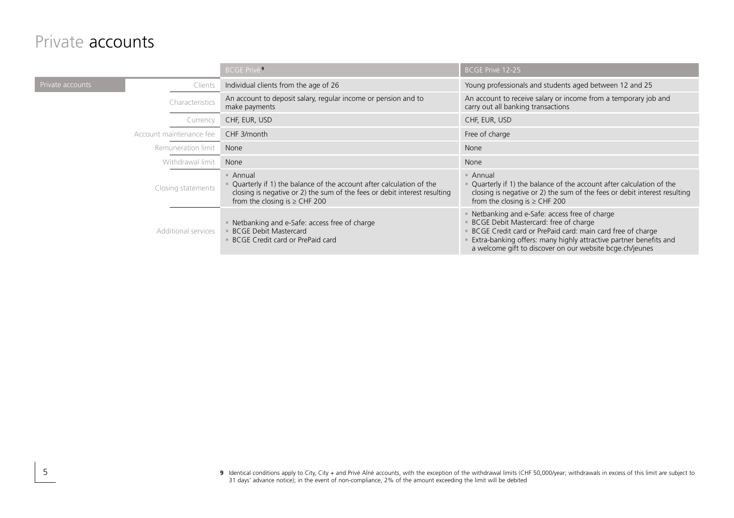# Private accounts

| Private accounts | BCGE Privé[9] | BCGE Privé 12-25 |
|---|---|---|
| Clients | Individual clients from the age of 26 | Young professionals and students aged between 12 and 25 |
| Characteristics | An account to deposit salary, regular income or pension and to make payments | An account to receive salary or income from a temporary job and carry out all banking transactions |
| Currency | CHF, EUR, USD | CHF, EUR, USD |
| Account maintenance fee | CHF 3/month | Free of charge |
| Remuneration limit | None | None |
| Withdrawal limit | None | None |
| Closing statements | ▪ Annual<br>▪ Quarterly if 1) the balance of the account after calculation of the closing is negative or 2) the sum of the fees or debit interest resulting from the closing is ≥ CHF 200 | ▪ Annual<br>▪ Quarterly if 1) the balance of the account after calculation of the closing is negative or 2) the sum of the fees or debit interest resulting from the closing is ≥ CHF 200 |
| Additional services | ▪ Netbanking and e-Safe: access free of charge<br>▪ BCGE Debit Mastercard<br>▪ BCGE Credit card or PrePaid card | ▪ Netbanking and e-Safe: access free of charge<br>▪ BCGE Debit Mastercard: free of charge<br>▪ BCGE Credit card or PrePaid card: main card free of charge<br>▪ Extra-banking offers: many highly attractive partner benefits and a welcome gift to discover on our website bcge.ch/jeunes |

**9** Identical conditions apply to City, City + and Privé Aîné accounts, with the exception of the withdrawal limits (CHF 50,000/year; withdrawals in excess of this limit are subject to 31 days' advance notice); in the event of non-compliance, 2% of the amount exceeding the limit will be debited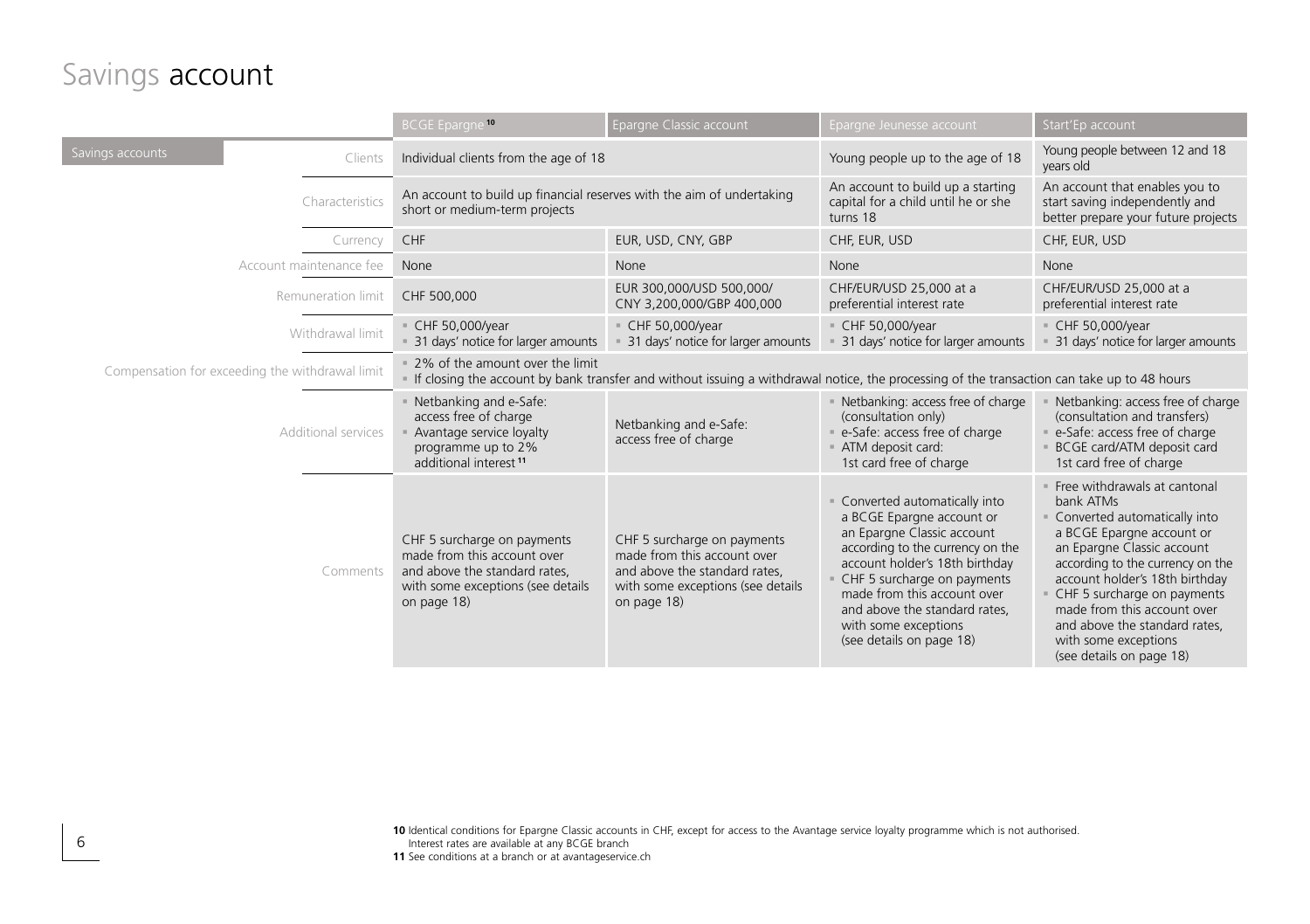# Savings account

| Savings accounts | BCGE Epargne[10] | Epargne Classic account | Epargne Jeunesse account | Start'Ep account |
|---|---|---|---|---|
| Clients | Individual clients from the age of 18 | | Young people up to the age of 18 | Young people between 12 and 18 years old |
| Characteristics | An account to build up financial reserves with the aim of undertaking short or medium-term projects | | An account to build up a starting capital for a child until he or she turns 18 | An account that enables you to start saving independently and better prepare your future projects |
| Currency | CHF | EUR, USD, CNY, GBP | CHF, EUR, USD | CHF, EUR, USD |
| Account maintenance fee | None | None | None | None |
| Remuneration limit | CHF 500,000 | EUR 300,000/USD 500,000/ CNY 3,200,000/GBP 400,000 | CHF/EUR/USD 25,000 at a preferential interest rate | CHF/EUR/USD 25,000 at a preferential interest rate |
| Withdrawal limit | ▪ CHF 50,000/year<br>▪ 31 days' notice for larger amounts | ▪ CHF 50,000/year<br>▪ 31 days' notice for larger amounts | ▪ CHF 50,000/year<br>▪ 31 days' notice for larger amounts | ▪ CHF 50,000/year<br>▪ 31 days' notice for larger amounts |
| Compensation for exceeding the withdrawal limit | ▪ 2% of the amount over the limit<br>▪ If closing the account by bank transfer and without issuing a withdrawal notice, the processing of the transaction can take up to 48 hours | | | |
| Additional services | ▪ Netbanking and e-Safe: access free of charge<br>▪ Avantage service loyalty programme up to 2% additional interest[11] | Netbanking and e-Safe: access free of charge | ▪ Netbanking: access free of charge (consultation only)<br>▪ e-Safe: access free of charge<br>▪ ATM deposit card: 1st card free of charge | ▪ Netbanking: access free of charge (consultation and transfers)<br>▪ e-Safe: access free of charge<br>▪ BCGE card/ATM deposit card 1st card free of charge |
| Comments | CHF 5 surcharge on payments made from this account over and above the standard rates, with some exceptions (see details on page 18) | CHF 5 surcharge on payments made from this account over and above the standard rates, with some exceptions (see details on page 18) | ▪ Converted automatically into a BCGE Epargne account or an Epargne Classic account according to the currency on the account holder's 18th birthday<br>▪ CHF 5 surcharge on payments made from this account over and above the standard rates, with some exceptions (see details on page 18) | ▪ Free withdrawals at cantonal bank ATMs<br>▪ Converted automatically into a BCGE Epargne account or an Epargne Classic account according to the currency on the account holder's 18th birthday<br>▪ CHF 5 surcharge on payments made from this account over and above the standard rates, with some exceptions (see details on page 18) |

**10** Identical conditions for Epargne Classic accounts in CHF, except for access to the Avantage service loyalty programme which is not authorised. Interest rates are available at any BCGE branch

**11** See conditions at a branch or at avantageservice.ch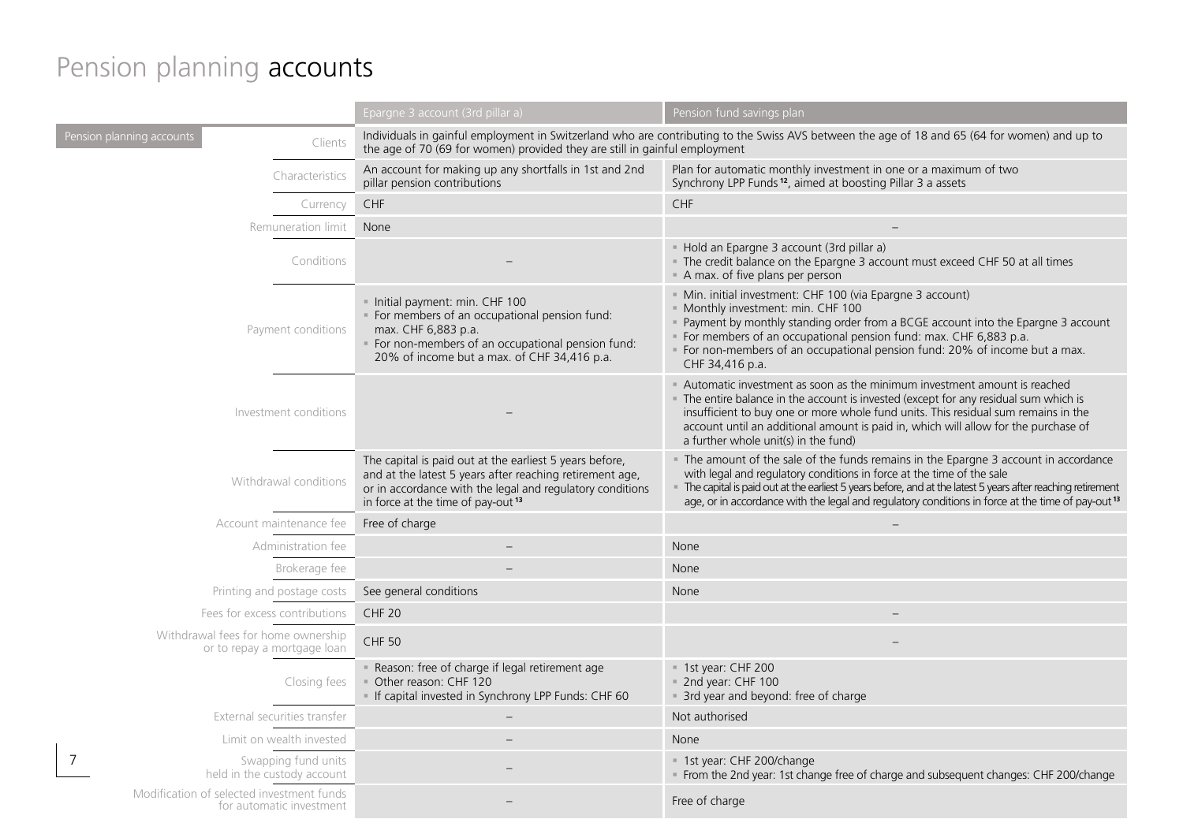# Pension planning accounts

| Pension planning accounts | Epargne 3 account (3rd pillar a) | Pension fund savings plan |
|---|---|---|
| Clients | Individuals in gainful employment in Switzerland who are contributing to the Swiss AVS between the age of 18 and 65 (64 for women) and up to the age of 70 (69 for women) provided they are still in gainful employment | |
| Characteristics | An account for making up any shortfalls in 1st and 2nd pillar pension contributions | Plan for automatic monthly investment in one or a maximum of two Synchrony LPP Funds [12], aimed at boosting Pillar 3 a assets |
| Currency | CHF | CHF |
| Remuneration limit | None | – |
| Conditions | – | ▪ Hold an Epargne 3 account (3rd pillar a)<br>▪ The credit balance on the Epargne 3 account must exceed CHF 50 at all times<br>▪ A max. of five plans per person |
| Payment conditions | ▪ Initial payment: min. CHF 100<br>▪ For members of an occupational pension fund: max. CHF 6,883 p.a.<br>▪ For non-members of an occupational pension fund: 20% of income but a max. of CHF 34,416 p.a. | ▪ Min. initial investment: CHF 100 (via Epargne 3 account)<br>▪ Monthly investment: min. CHF 100<br>▪ Payment by monthly standing order from a BCGE account into the Epargne 3 account<br>▪ For members of an occupational pension fund: max. CHF 6,883 p.a.<br>▪ For non-members of an occupational pension fund: 20% of income but a max. CHF 34,416 p.a. |
| Investment conditions | – | ▪ Automatic investment as soon as the minimum investment amount is reached<br>▪ The entire balance in the account is invested (except for any residual sum which is insufficient to buy one or more whole fund units. This residual sum remains in the account until an additional amount is paid in, which will allow for the purchase of a further whole unit(s) in the fund) |
| Withdrawal conditions | The capital is paid out at the earliest 5 years before, and at the latest 5 years after reaching retirement age, or in accordance with the legal and regulatory conditions in force at the time of pay-out [13] | ▪ The amount of the sale of the funds remains in the Epargne 3 account in accordance with legal and regulatory conditions in force at the time of the sale<br>▪ The capital is paid out at the earliest 5 years before, and at the latest 5 years after reaching retirement age, or in accordance with the legal and regulatory conditions in force at the time of pay-out [13] |
| Account maintenance fee | Free of charge | – |
| Administration fee | – | None |
| Brokerage fee | – | None |
| Printing and postage costs | See general conditions | None |
| Fees for excess contributions | CHF 20 | – |
| Withdrawal fees for home ownership or to repay a mortgage loan | CHF 50 | – |
| Closing fees | ▪ Reason: free of charge if legal retirement age<br>▪ Other reason: CHF 120<br>▪ If capital invested in Synchrony LPP Funds: CHF 60 | ▪ 1st year: CHF 200<br>▪ 2nd year: CHF 100<br>▪ 3rd year and beyond: free of charge |
| External securities transfer | – | Not authorised |
| Limit on wealth invested | – | None |
| Swapping fund units held in the custody account | – | ▪ 1st year: CHF 200/change<br>▪ From the 2nd year: 1st change free of charge and subsequent changes: CHF 200/change |
| Modification of selected investment funds for automatic investment | – | Free of charge |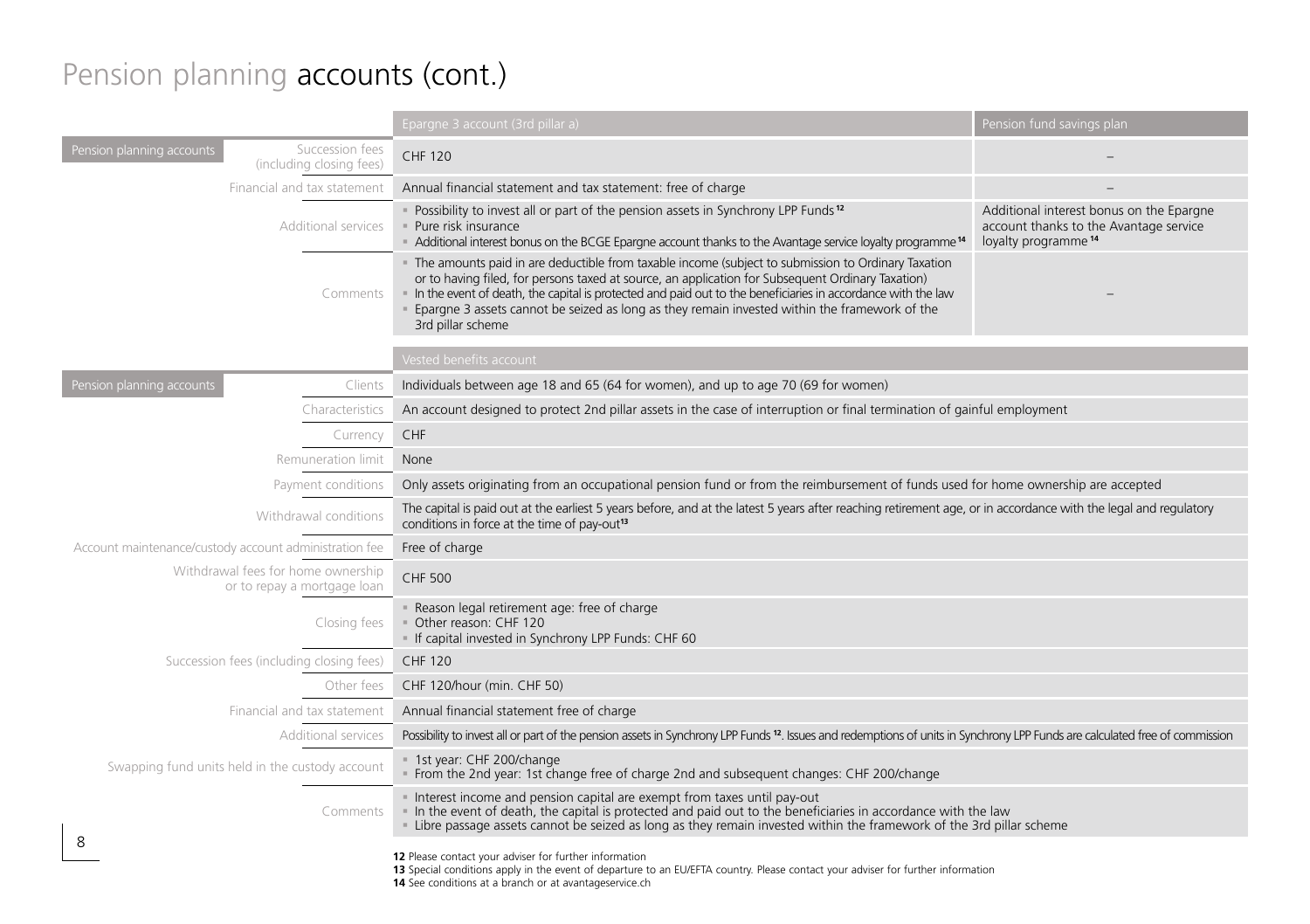# Pension planning accounts (cont.)

| Pension planning accounts | Epargne 3 account (3rd pillar a) | Pension fund savings plan |
|---|---|---|
| Succession fees (including closing fees) | CHF 120 | – |
| Financial and tax statement | Annual financial statement and tax statement: free of charge | – |
| Additional services | ▪ Possibility to invest all or part of the pension assets in Synchrony LPP Funds[12]<br>▪ Pure risk insurance<br>▪ Additional interest bonus on the BCGE Epargne account thanks to the Avantage service loyalty programme[14] | Additional interest bonus on the Epargne account thanks to the Avantage service loyalty programme[14] |
| Comments | ▪ The amounts paid in are deductible from taxable income (subject to submission to Ordinary Taxation or to having filed, for persons taxed at source, an application for Subsequent Ordinary Taxation)<br>▪ In the event of death, the capital is protected and paid out to the beneficiaries in accordance with the law<br>▪ Epargne 3 assets cannot be seized as long as they remain invested within the framework of the 3rd pillar scheme | – |

| Pension planning accounts | Vested benefits account |
|---|---|
| Clients | Individuals between age 18 and 65 (64 for women), and up to age 70 (69 for women) |
| Characteristics | An account designed to protect 2nd pillar assets in the case of interruption or final termination of gainful employment |
| Currency | CHF |
| Remuneration limit | None |
| Payment conditions | Only assets originating from an occupational pension fund or from the reimbursement of funds used for home ownership are accepted |
| Withdrawal conditions | The capital is paid out at the earliest 5 years before, and at the latest 5 years after reaching retirement age, or in accordance with the legal and regulatory conditions in force at the time of pay-out[13] |
| Account maintenance/custody account administration fee | Free of charge |
| Withdrawal fees for home ownership or to repay a mortgage loan | CHF 500 |
| Closing fees | ▪ Reason legal retirement age: free of charge<br>▪ Other reason: CHF 120<br>▪ If capital invested in Synchrony LPP Funds: CHF 60 |
| Succession fees (including closing fees) | CHF 120 |
| Other fees | CHF 120/hour (min. CHF 50) |
| Financial and tax statement | Annual financial statement free of charge |
| Additional services | Possibility to invest all or part of the pension assets in Synchrony LPP Funds[12]. Issues and redemptions of units in Synchrony LPP Funds are calculated free of commission |
| Swapping fund units held in the custody account | ▪ 1st year: CHF 200/change<br>▪ From the 2nd year: 1st change free of charge 2nd and subsequent changes: CHF 200/change |
| Comments | ▪ Interest income and pension capital are exempt from taxes until pay-out<br>▪ In the event of death, the capital is protected and paid out to the beneficiaries in accordance with the law<br>▪ Libre passage assets cannot be seized as long as they remain invested within the framework of the 3rd pillar scheme |

**12** Please contact your adviser for further information
**13** Special conditions apply in the event of departure to an EU/EFTA country. Please contact your adviser for further information
**14** See conditions at a branch or at avantageservice.ch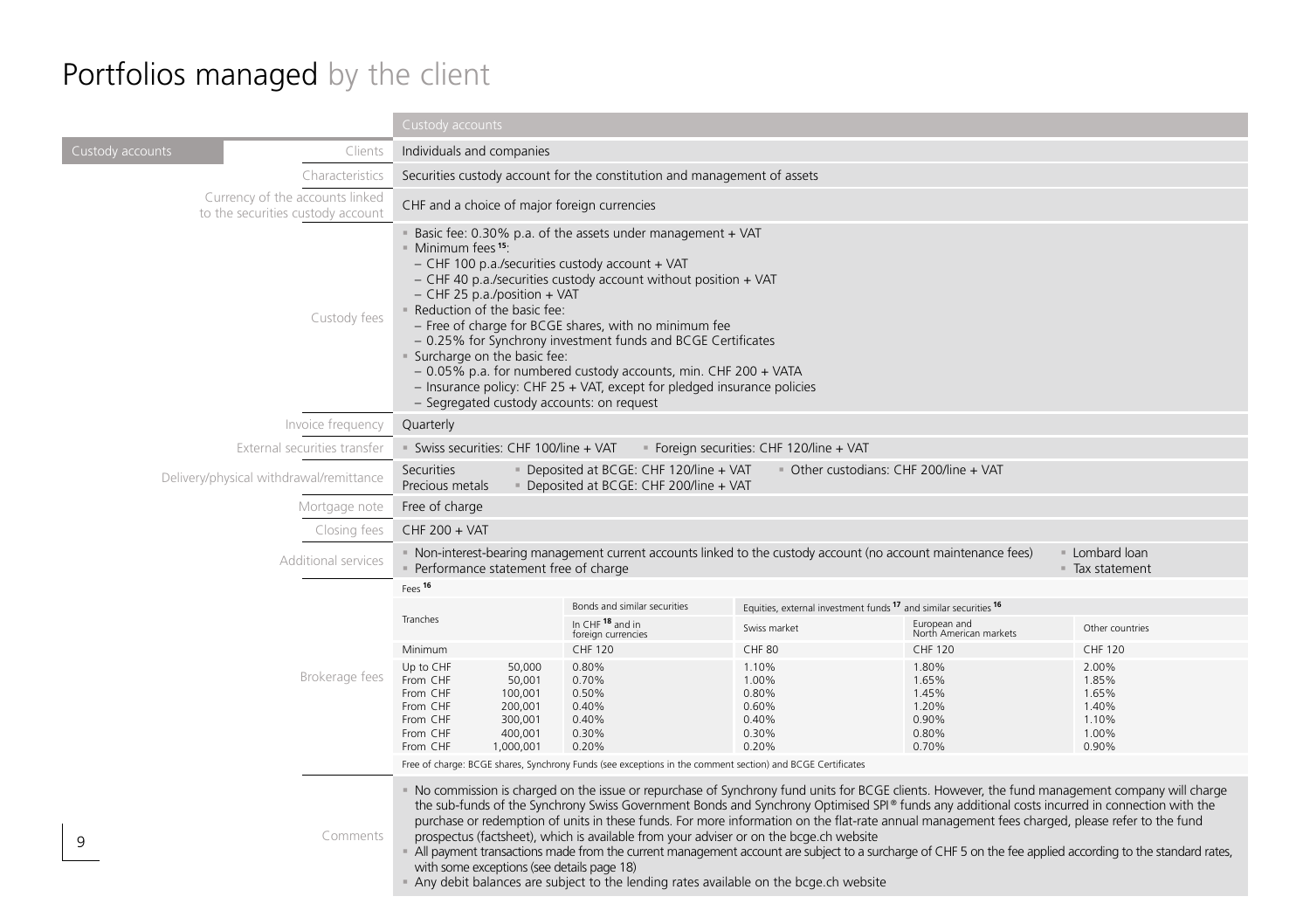# Portfolios managed by the client

| Custody accounts | | Custody accounts |
|---|---|---|
| Custody accounts | Clients | Individuals and companies |
| | Characteristics | Securities custody account for the constitution and management of assets |
| | Currency of the accounts linked to the securities custody account | CHF and a choice of major foreign currencies |
| | Custody fees | ▪ Basic fee: 0.30% p.a. of the assets under management + VAT<br>▪ Minimum fees [15]:<br>– CHF 100 p.a./securities custody account + VAT<br>– CHF 40 p.a./securities custody account without position + VAT<br>– CHF 25 p.a./position + VAT<br>▪ Reduction of the basic fee:<br>– Free of charge for BCGE shares, with no minimum fee<br>– 0.25% for Synchrony investment funds and BCGE Certificates<br>▪ Surcharge on the basic fee:<br>– 0.05% p.a. for numbered custody accounts, min. CHF 200 + VATA<br>– Insurance policy: CHF 25 + VAT, except for pledged insurance policies<br>– Segregated custody accounts: on request |
| | Invoice frequency | Quarterly |
| | External securities transfer | ▪ Swiss securities: CHF 100/line + VAT ▪ Foreign securities: CHF 120/line + VAT |
| | Delivery/physical withdrawal/remittance | Securities ▪ Deposited at BCGE: CHF 120/line + VAT ▪ Other custodians: CHF 200/line + VAT<br>Precious metals ▪ Deposited at BCGE: CHF 200/line + VAT |
| | Mortgage note | Free of charge |
| | Closing fees | CHF 200 + VAT |
| | Additional services | ▪ Non-interest-bearing management current accounts linked to the custody account (no account maintenance fees)<br>▪ Performance statement free of charge<br>▪ Lombard loan<br>▪ Tax statement |

**Brokerage fees**

Fees [16]

| Tranches | Bonds and similar securities | Equities, external investment funds [17] and similar securities [16] | | |
|---|---|---|---|---|
| | In CHF [18] and in foreign currencies | Swiss market | European and North American markets | Other countries |
| Minimum | CHF 120 | CHF 80 | CHF 120 | CHF 120 |
| Up to CHF 50,000 | 0.80% | 1.10% | 1.80% | 2.00% |
| From CHF 50,001 | 0.70% | 1.00% | 1.65% | 1.85% |
| From CHF 100,001 | 0.50% | 0.80% | 1.45% | 1.65% |
| From CHF 200,001 | 0.40% | 0.60% | 1.20% | 1.40% |
| From CHF 300,001 | 0.40% | 0.40% | 0.90% | 1.10% |
| From CHF 400,001 | 0.30% | 0.30% | 0.80% | 1.00% |
| From CHF 1,000,001 | 0.20% | 0.20% | 0.70% | 0.90% |

Free of charge: BCGE shares, Synchrony Funds (see exceptions in the comment section) and BCGE Certificates

**Comments**

- No commission is charged on the issue or repurchase of Synchrony fund units for BCGE clients. However, the fund management company will charge the sub-funds of the Synchrony Swiss Government Bonds and Synchrony Optimised SPI® funds any additional costs incurred in connection with the purchase or redemption of units in these funds. For more information on the flat-rate annual management fees charged, please refer to the fund prospectus (factsheet), which is available from your adviser or on the bcge.ch website
- All payment transactions made from the current management account are subject to a surcharge of CHF 5 on the fee applied according to the standard rates, with some exceptions (see details page 18)
- Any debit balances are subject to the lending rates available on the bcge.ch website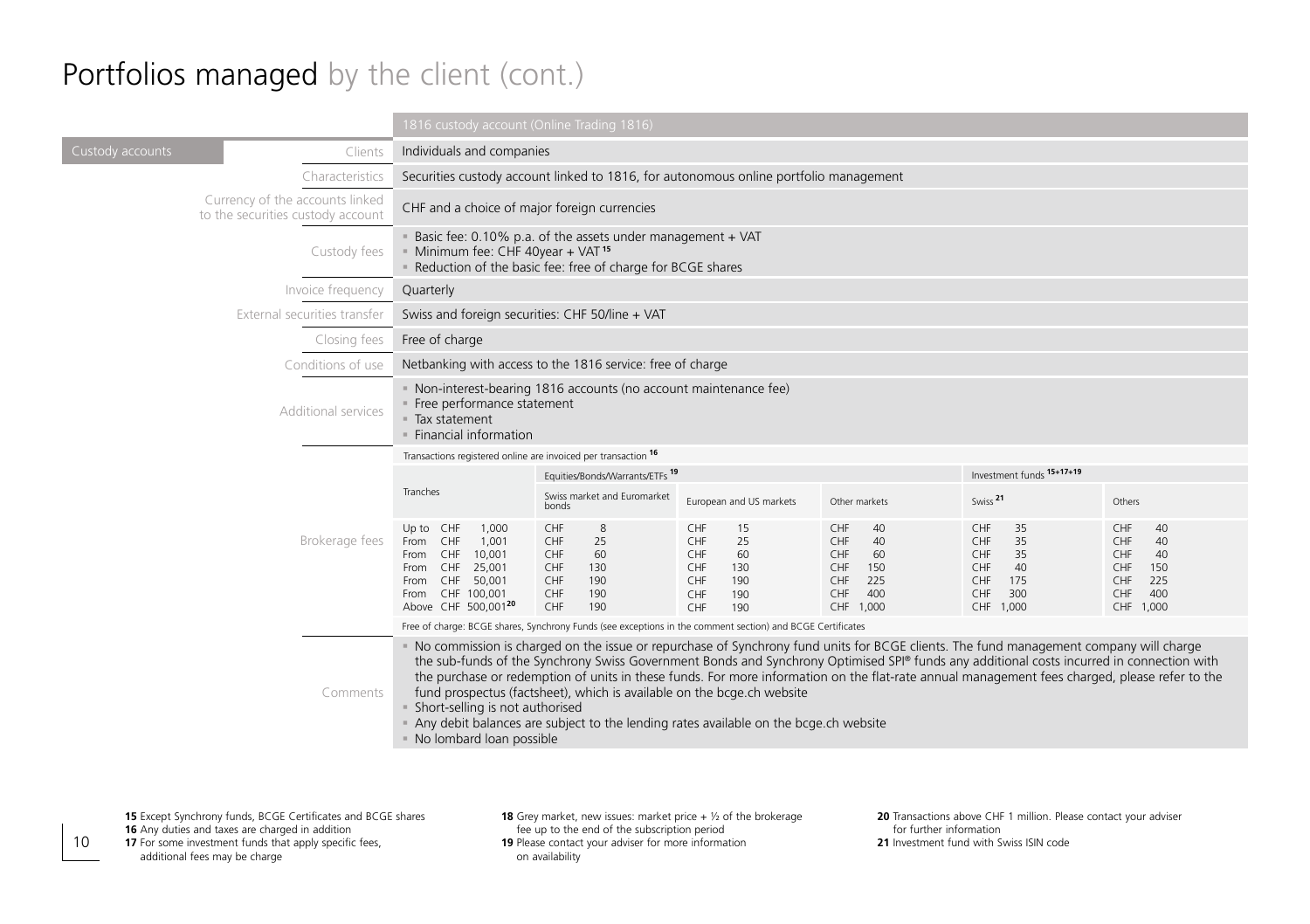# Portfolios managed by the client (cont.)

| Custody accounts | 1816 custody account (Online Trading 1816) |
|---|---|
| Clients | Individuals and companies |
| Characteristics | Securities custody account linked to 1816, for autonomous online portfolio management |
| Currency of the accounts linked to the securities custody account | CHF and a choice of major foreign currencies |
| Custody fees | ▪ Basic fee: 0.10% p.a. of the assets under management + VAT<br>▪ Minimum fee: CHF 40year + VAT [15]<br>▪ Reduction of the basic fee: free of charge for BCGE shares |
| Invoice frequency | Quarterly |
| External securities transfer | Swiss and foreign securities: CHF 50/line + VAT |
| Closing fees | Free of charge |
| Conditions of use | Netbanking with access to the 1816 service: free of charge |
| Additional services | ▪ Non-interest-bearing 1816 accounts (no account maintenance fee)<br>▪ Free performance statement<br>▪ Tax statement<br>▪ Financial information |

**Brokerage fees**

Transactions registered online are invoiced per transaction [16]

| Tranches | Equities/Bonds/Warrants/ETFs [19] | | | Investment funds [15+17+19] | |
|---|---|---|---|---|---|
| | Swiss market and Euromarket bonds | European and US markets | Other markets | Swiss [21] | Others |
| Up to CHF 1,000 | CHF 8 | CHF 15 | CHF 40 | CHF 35 | CHF 40 |
| From CHF 1,001 | CHF 25 | CHF 25 | CHF 40 | CHF 35 | CHF 40 |
| From CHF 10,001 | CHF 60 | CHF 60 | CHF 60 | CHF 35 | CHF 40 |
| From CHF 25,001 | CHF 130 | CHF 130 | CHF 150 | CHF 40 | CHF 150 |
| From CHF 50,001 | CHF 190 | CHF 190 | CHF 225 | CHF 175 | CHF 225 |
| From CHF 100,001 | CHF 190 | CHF 190 | CHF 400 | CHF 300 | CHF 400 |
| Above CHF 500,001 [20] | CHF 190 | CHF 190 | CHF 1,000 | CHF 1,000 | CHF 1,000 |

Free of charge: BCGE shares, Synchrony Funds (see exceptions in the comment section) and BCGE Certificates

**Comments**

- No commission is charged on the issue or repurchase of Synchrony fund units for BCGE clients. The fund management company will charge the sub-funds of the Synchrony Swiss Government Bonds and Synchrony Optimised SPI® funds any additional costs incurred in connection with the purchase or redemption of units in these funds. For more information on the flat-rate annual management fees charged, please refer to the fund prospectus (factsheet), which is available on the bcge.ch website
- Short-selling is not authorised
- Any debit balances are subject to the lending rates available on the bcge.ch website
- No lombard loan possible

**15** Except Synchrony funds, BCGE Certificates and BCGE shares
**16** Any duties and taxes are charged in addition
**17** For some investment funds that apply specific fees, additional fees may be charge
**18** Grey market, new issues: market price + ½ of the brokerage fee up to the end of the subscription period
**19** Please contact your adviser for more information on availability
**20** Transactions above CHF 1 million. Please contact your adviser for further information
**21** Investment fund with Swiss ISIN code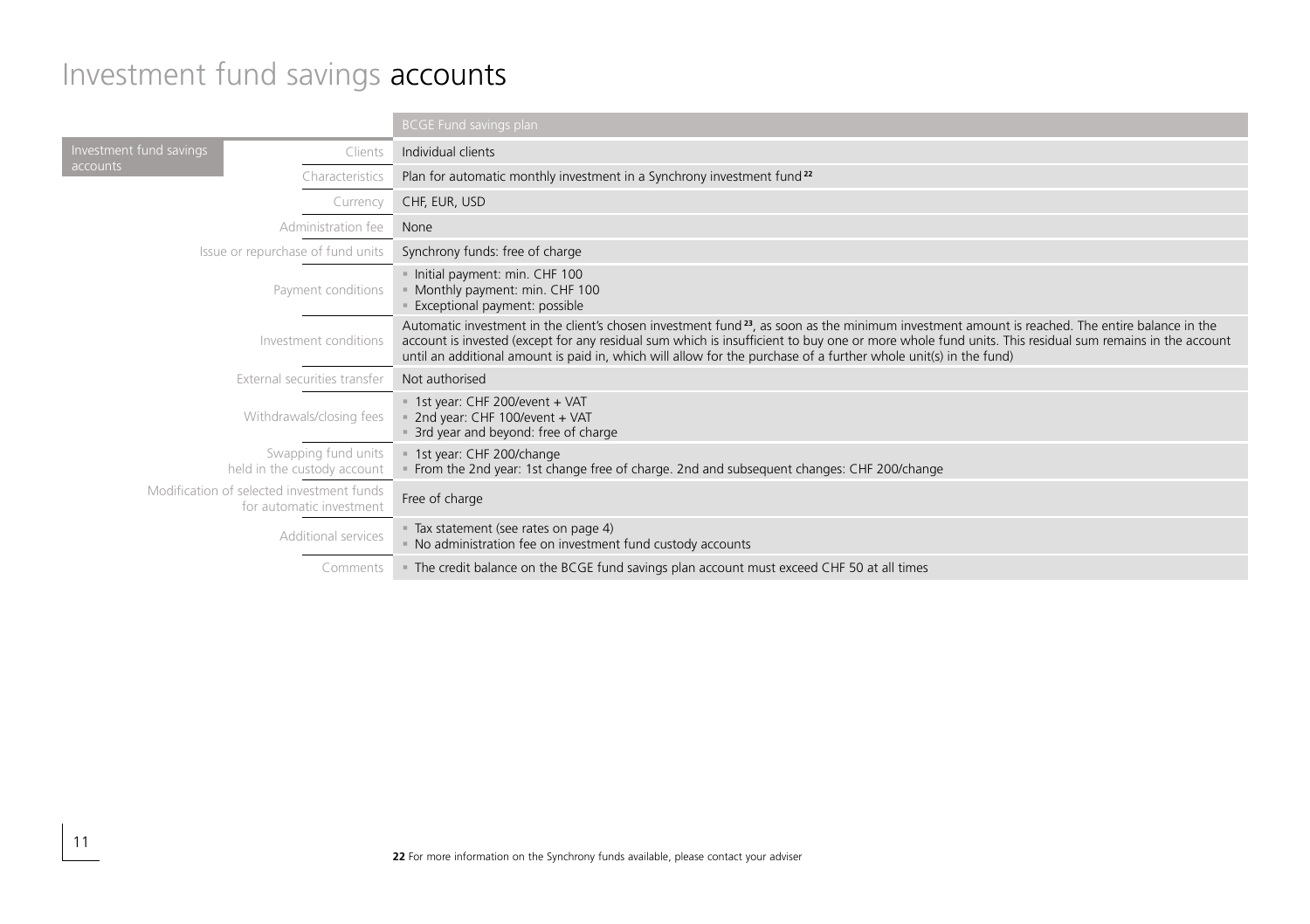# Investment fund savings accounts

| Investment fund savings accounts | BCGE Fund savings plan |
|---|---|
| Clients | Individual clients |
| Characteristics | Plan for automatic monthly investment in a Synchrony investment fund [22] |
| Currency | CHF, EUR, USD |
| Administration fee | None |
| Issue or repurchase of fund units | Synchrony funds: free of charge |
| Payment conditions | ▪ Initial payment: min. CHF 100<br>▪ Monthly payment: min. CHF 100<br>▪ Exceptional payment: possible |
| Investment conditions | Automatic investment in the client's chosen investment fund [23], as soon as the minimum investment amount is reached. The entire balance in the account is invested (except for any residual sum which is insufficient to buy one or more whole fund units. This residual sum remains in the account until an additional amount is paid in, which will allow for the purchase of a further whole unit(s) in the fund) |
| External securities transfer | Not authorised |
| Withdrawals/closing fees | ▪ 1st year: CHF 200/event + VAT<br>▪ 2nd year: CHF 100/event + VAT<br>▪ 3rd year and beyond: free of charge |
| Swapping fund units held in the custody account | ▪ 1st year: CHF 200/change<br>▪ From the 2nd year: 1st change free of charge. 2nd and subsequent changes: CHF 200/change |
| Modification of selected investment funds for automatic investment | Free of charge |
| Additional services | ▪ Tax statement (see rates on page 4)<br>▪ No administration fee on investment fund custody accounts |
| Comments | ▪ The credit balance on the BCGE fund savings plan account must exceed CHF 50 at all times |

**22** For more information on the Synchrony funds available, please contact your adviser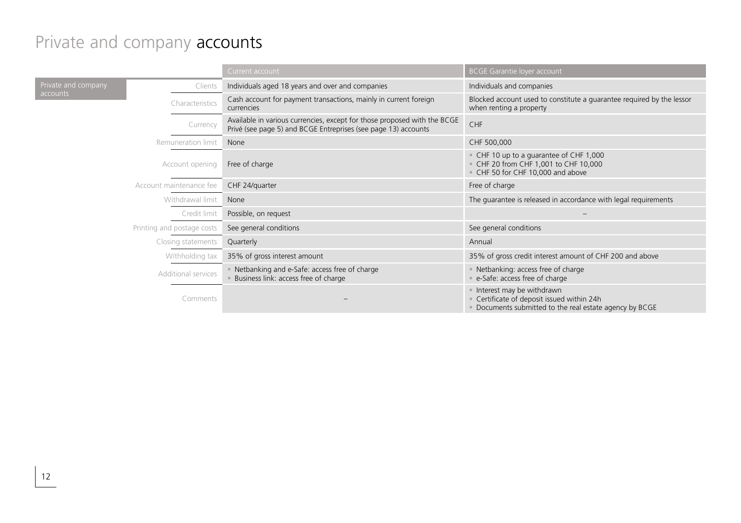# Private and company accounts

| Private and company accounts | Current account | BCGE Garantie loyer account |
|---|---|---|
| Clients | Individuals aged 18 years and over and companies | Individuals and companies |
| Characteristics | Cash account for payment transactions, mainly in current foreign currencies | Blocked account used to constitute a guarantee required by the lessor when renting a property |
| Currency | Available in various currencies, except for those proposed with the BCGE Privé (see page 5) and BCGE Entreprises (see page 13) accounts | CHF |
| Remuneration limit | None | CHF 500,000 |
| Account opening | Free of charge | • CHF 10 up to a guarantee of CHF 1,000<br>• CHF 20 from CHF 1,001 to CHF 10,000<br>• CHF 50 for CHF 10,000 and above |
| Account maintenance fee | CHF 24/quarter | Free of charge |
| Withdrawal limit | None | The guarantee is released in accordance with legal requirements |
| Credit limit | Possible, on request | – |
| Printing and postage costs | See general conditions | See general conditions |
| Closing statements | Quarterly | Annual |
| Withholding tax | 35% of gross interest amount | 35% of gross credit interest amount of CHF 200 and above |
| Additional services | • Netbanking and e-Safe: access free of charge<br>• Business link: access free of charge | • Netbanking: access free of charge<br>• e-Safe: access free of charge |
| Comments | – | • Interest may be withdrawn<br>• Certificate of deposit issued within 24h<br>• Documents submitted to the real estate agency by BCGE |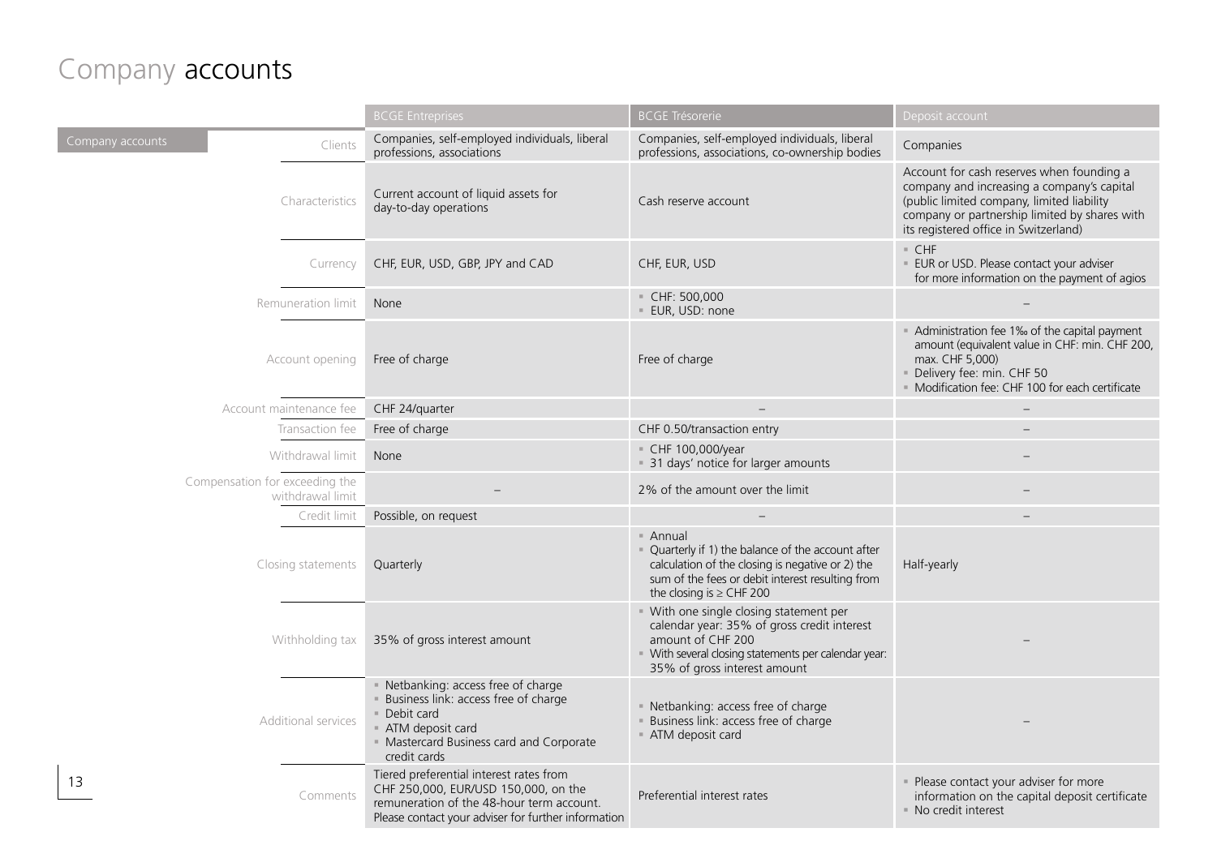# Company accounts

| Company accounts | BCGE Entreprises | BCGE Trésorerie | Deposit account |
|---|---|---|---|
| Clients | Companies, self-employed individuals, liberal professions, associations | Companies, self-employed individuals, liberal professions, associations, co-ownership bodies | Companies |
| Characteristics | Current account of liquid assets for day-to-day operations | Cash reserve account | Account for cash reserves when founding a company and increasing a company's capital (public limited company, limited liability company or partnership limited by shares with its registered office in Switzerland) |
| Currency | CHF, EUR, USD, GBP, JPY and CAD | CHF, EUR, USD | ▪ CHF<br>▪ EUR or USD. Please contact your adviser for more information on the payment of agios |
| Remuneration limit | None | ▪ CHF: 500,000<br>▪ EUR, USD: none | – |
| Account opening | Free of charge | Free of charge | ▪ Administration fee 1‰ of the capital payment amount (equivalent value in CHF: min. CHF 200, max. CHF 5,000)<br>▪ Delivery fee: min. CHF 50<br>▪ Modification fee: CHF 100 for each certificate |
| Account maintenance fee | CHF 24/quarter | – | – |
| Transaction fee | Free of charge | CHF 0.50/transaction entry | – |
| Withdrawal limit | None | ▪ CHF 100,000/year<br>▪ 31 days' notice for larger amounts | – |
| Compensation for exceeding the withdrawal limit | – | 2% of the amount over the limit | – |
| Credit limit | Possible, on request | – | – |
| Closing statements | Quarterly | ▪ Annual<br>▪ Quarterly if 1) the balance of the account after calculation of the closing is negative or 2) the sum of the fees or debit interest resulting from the closing is ≥ CHF 200 | Half-yearly |
| Withholding tax | 35% of gross interest amount | ▪ With one single closing statement per calendar year: 35% of gross credit interest amount of CHF 200<br>▪ With several closing statements per calendar year: 35% of gross interest amount | – |
| Additional services | ▪ Netbanking: access free of charge<br>▪ Business link: access free of charge<br>▪ Debit card<br>▪ ATM deposit card<br>▪ Mastercard Business card and Corporate credit cards | ▪ Netbanking: access free of charge<br>▪ Business link: access free of charge<br>▪ ATM deposit card | – |
| Comments | Tiered preferential interest rates from CHF 250,000, EUR/USD 150,000, on the remuneration of the 48-hour term account. Please contact your adviser for further information | Preferential interest rates | ▪ Please contact your adviser for more information on the capital deposit certificate<br>▪ No credit interest |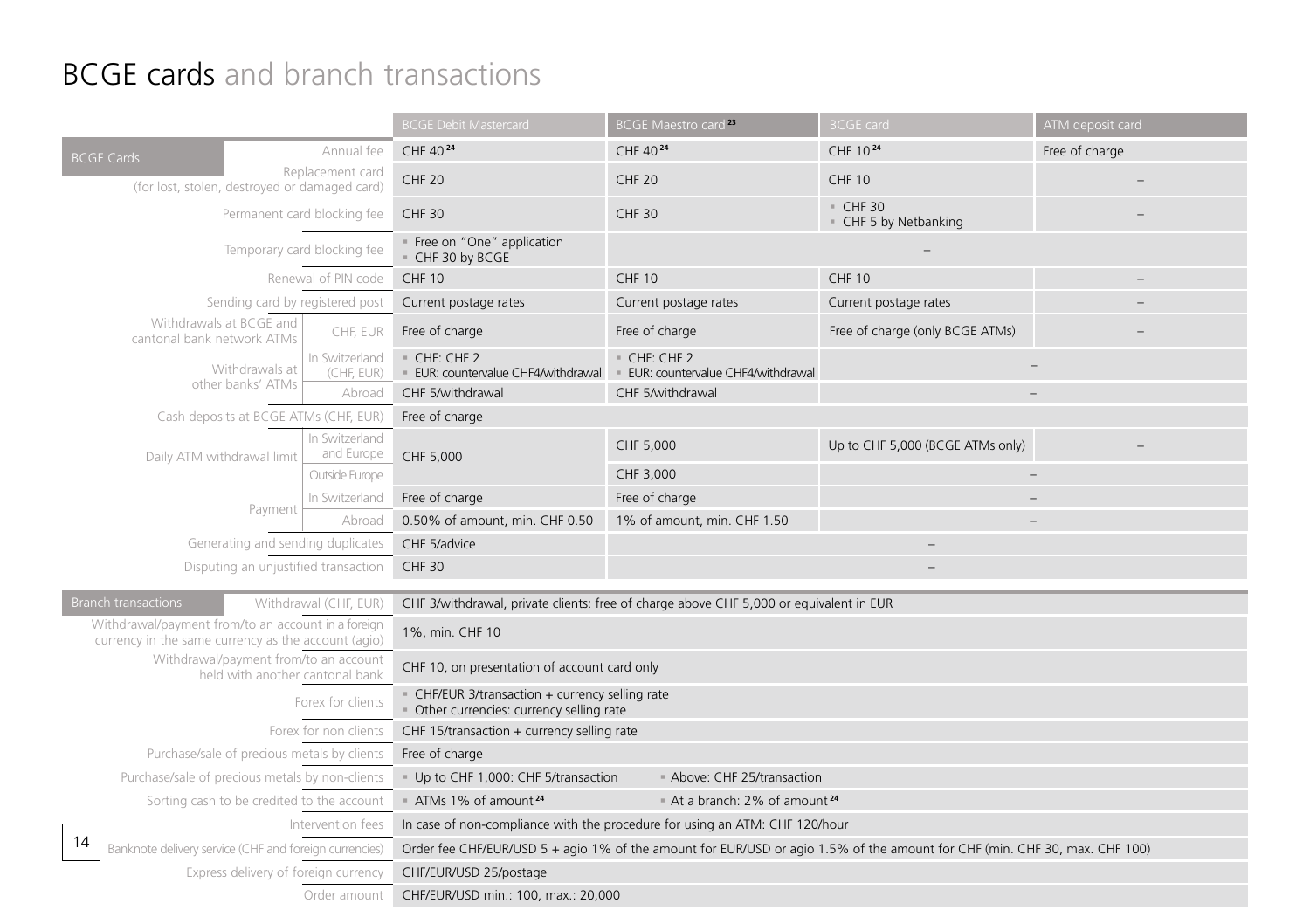# BCGE cards and branch transactions

| BCGE Cards | | BCGE Debit Mastercard | BCGE Maestro card [23] | BCGE card | ATM deposit card |
|---|---|---|---|---|---|
| Annual fee | | CHF 40 [24] | CHF 40 [24] | CHF 10 [24] | Free of charge |
| Replacement card (for lost, stolen, destroyed or damaged card) | | CHF 20 | CHF 20 | CHF 10 | – |
| Permanent card blocking fee | | CHF 30 | CHF 30 | ▪ CHF 30 ▪ CHF 5 by Netbanking | – |
| Temporary card blocking fee | | ▪ Free on "One" application ▪ CHF 30 by BCGE | – | | |
| Renewal of PIN code | | CHF 10 | CHF 10 | CHF 10 | – |
| Sending card by registered post | | Current postage rates | Current postage rates | Current postage rates | – |
| Withdrawals at BCGE and cantonal bank network ATMs | CHF, EUR | Free of charge | Free of charge | Free of charge (only BCGE ATMs) | – |
| Withdrawals at other banks' ATMs | In Switzerland (CHF, EUR) | ▪ CHF: CHF 2 ▪ EUR: countervalue CHF4/withdrawal | ▪ CHF: CHF 2 ▪ EUR: countervalue CHF4/withdrawal | – | |
| | Abroad | CHF 5/withdrawal | CHF 5/withdrawal | – | |
| Cash deposits at BCGE ATMs (CHF, EUR) | | Free of charge | | | |
| Daily ATM withdrawal limit | In Switzerland and Europe | CHF 5,000 | CHF 5,000 | Up to CHF 5,000 (BCGE ATMs only) | – |
| | Outside Europe | | CHF 3,000 | – | |
| Payment | In Switzerland | Free of charge | Free of charge | – | |
| | Abroad | 0.50% of amount, min. CHF 0.50 | 1% of amount, min. CHF 1.50 | – | |
| Generating and sending duplicates | | CHF 5/advice | – | | |
| Disputing an unjustified transaction | | CHF 30 | – | | |

| Branch transactions | |
|---|---|
| Withdrawal (CHF, EUR) | CHF 3/withdrawal, private clients: free of charge above CHF 5,000 or equivalent in EUR |
| Withdrawal/payment from/to an account in a foreign currency in the same currency as the account (agio) | 1%, min. CHF 10 |
| Withdrawal/payment from/to an account held with another cantonal bank | CHF 10, on presentation of account card only |
| Forex for clients | ▪ CHF/EUR 3/transaction + currency selling rate ▪ Other currencies: currency selling rate |
| Forex for non clients | CHF 15/transaction + currency selling rate |
| Purchase/sale of precious metals by clients | Free of charge |
| Purchase/sale of precious metals by non-clients | ▪ Up to CHF 1,000: CHF 5/transaction ▪ Above: CHF 25/transaction |
| Sorting cash to be credited to the account | ▪ ATMs 1% of amount [24] ▪ At a branch: 2% of amount [24] |
| Intervention fees | In case of non-compliance with the procedure for using an ATM: CHF 120/hour |
| Banknote delivery service (CHF and foreign currencies) | Order fee CHF/EUR/USD 5 + agio 1% of the amount for EUR/USD or agio 1.5% of the amount for CHF (min. CHF 30, max. CHF 100) |
| Express delivery of foreign currency | CHF/EUR/USD 25/postage |
| Order amount | CHF/EUR/USD min.: 100, max.: 20,000 |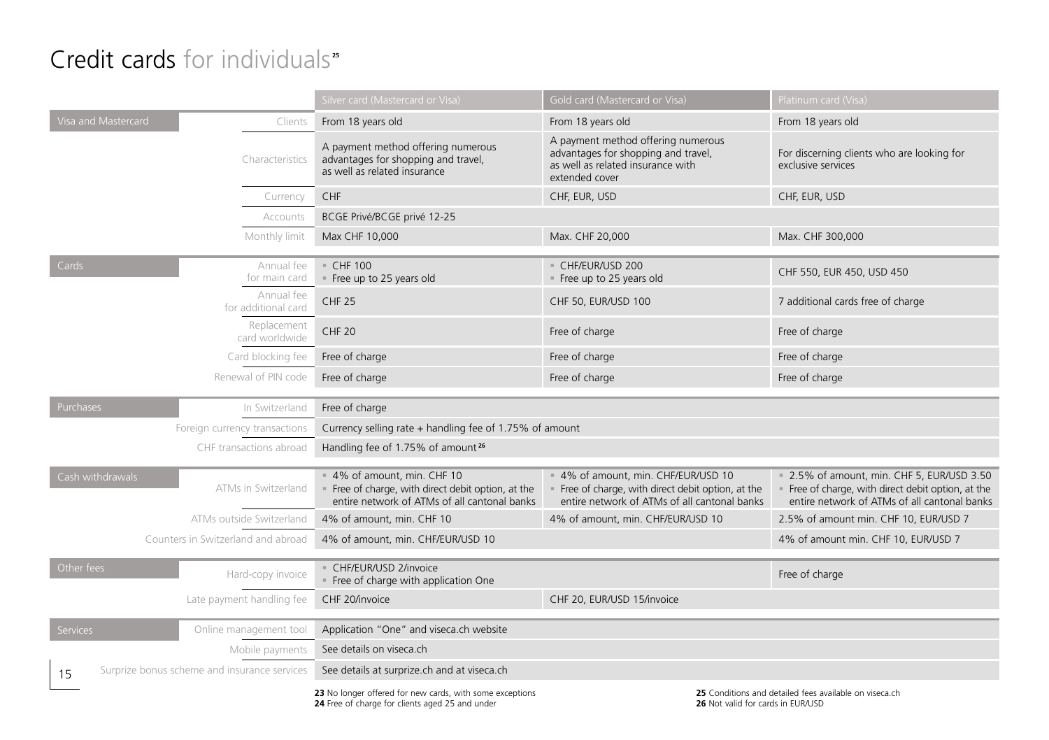# Credit cards for individuals[25]

| | | Silver card (Mastercard or Visa) | Gold card (Mastercard or Visa) | Platinum card (Visa) |
|---|---|---|---|---|
| Visa and Mastercard | Clients | From 18 years old | From 18 years old | From 18 years old |
| | Characteristics | A payment method offering numerous advantages for shopping and travel, as well as related insurance | A payment method offering numerous advantages for shopping and travel, as well as related insurance with extended cover | For discerning clients who are looking for exclusive services |
| | Currency | CHF | CHF, EUR, USD | CHF, EUR, USD |
| | Accounts | BCGE Privé/BCGE privé 12-25 | | |
| | Monthly limit | Max CHF 10,000 | Max. CHF 20,000 | Max. CHF 300,000 |
| Cards | Annual fee for main card | ▪ CHF 100<br>▪ Free up to 25 years old | ▪ CHF/EUR/USD 200<br>▪ Free up to 25 years old | CHF 550, EUR 450, USD 450 |
| | Annual fee for additional card | CHF 25 | CHF 50, EUR/USD 100 | 7 additional cards free of charge |
| | Replacement card worldwide | CHF 20 | Free of charge | Free of charge |
| | Card blocking fee | Free of charge | Free of charge | Free of charge |
| | Renewal of PIN code | Free of charge | Free of charge | Free of charge |
| Purchases | In Switzerland | Free of charge | | |
| | Foreign currency transactions | Currency selling rate + handling fee of 1.75% of amount | | |
| | CHF transactions abroad | Handling fee of 1.75% of amount[26] | | |
| Cash withdrawals | ATMs in Switzerland | ▪ 4% of amount, min. CHF 10<br>▪ Free of charge, with direct debit option, at the entire network of ATMs of all cantonal banks | ▪ 4% of amount, min. CHF/EUR/USD 10<br>▪ Free of charge, with direct debit option, at the entire network of ATMs of all cantonal banks | ▪ 2.5% of amount, min. CHF 5, EUR/USD 3.50<br>▪ Free of charge, with direct debit option, at the entire network of ATMs of all cantonal banks |
| | ATMs outside Switzerland | 4% of amount, min. CHF 10 | 4% of amount, min. CHF/EUR/USD 10 | 2.5% of amount min. CHF 10, EUR/USD 7 |
| | Counters in Switzerland and abroad | 4% of amount, min. CHF/EUR/USD 10 | | 4% of amount min. CHF 10, EUR/USD 7 |
| Other fees | Hard-copy invoice | ▪ CHF/EUR/USD 2/invoice<br>▪ Free of charge with application One | | Free of charge |
| | Late payment handling fee | CHF 20/invoice | CHF 20, EUR/USD 15/invoice | |
| Services | Online management tool | Application "One" and viseca.ch website | | |
| | Mobile payments | See details on viseca.ch | | |
| | Surprize bonus scheme and insurance services | See details at surprize.ch and at viseca.ch | | |

**23** No longer offered for new cards, with some exceptions
**24** Free of charge for clients aged 25 and under
**25** Conditions and detailed fees available on viseca.ch
**26** Not valid for cards in EUR/USD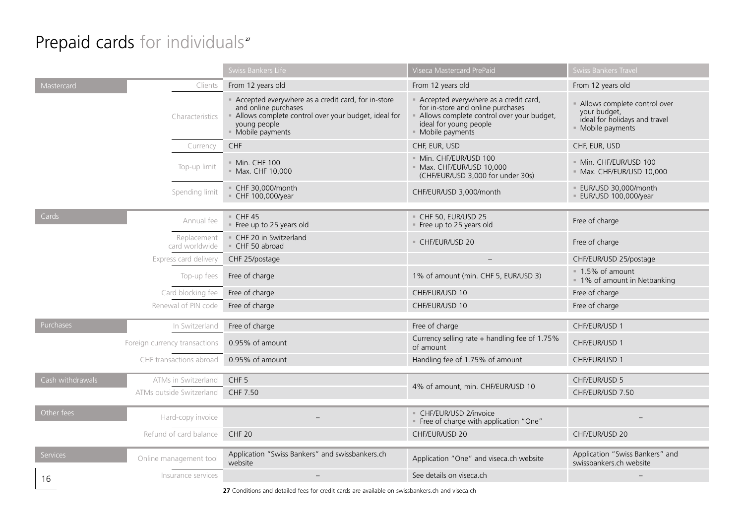# Prepaid cards for individuals[27]

| | | Swiss Bankers Life | Viseca Mastercard PrePaid | Swiss Bankers Travel |
|---|---|---|---|---|
| Mastercard | Clients | From 12 years old | From 12 years old | From 12 years old |
| | Characteristics | ▪ Accepted everywhere as a credit card, for in-store and online purchases<br>▪ Allows complete control over your budget, ideal for young people<br>▪ Mobile payments | ▪ Accepted everywhere as a credit card, for in-store and online purchases<br>▪ Allows complete control over your budget, ideal for young people<br>▪ Mobile payments | ▪ Allows complete control over your budget, ideal for holidays and travel<br>▪ Mobile payments |
| | Currency | CHF | CHF, EUR, USD | CHF, EUR, USD |
| | Top-up limit | ▪ Min. CHF 100<br>▪ Max. CHF 10,000 | ▪ Min. CHF/EUR/USD 100<br>▪ Max. CHF/EUR/USD 10,000 (CHF/EUR/USD 3,000 for under 30s) | ▪ Min. CHF/EUR/USD 100<br>▪ Max. CHF/EUR/USD 10,000 |
| | Spending limit | ▪ CHF 30,000/month<br>▪ CHF 100,000/year | CHF/EUR/USD 3,000/month | ▪ EUR/USD 30,000/month<br>▪ EUR/USD 100,000/year |
| Cards | Annual fee | ▪ CHF 45<br>▪ Free up to 25 years old | ▪ CHF 50, EUR/USD 25<br>▪ Free up to 25 years old | Free of charge |
| | Replacement card worldwide | ▪ CHF 20 in Switzerland<br>▪ CHF 50 abroad | ▪ CHF/EUR/USD 20 | Free of charge |
| | Express card delivery | CHF 25/postage | – | CHF/EUR/USD 25/postage |
| | Top-up fees | Free of charge | 1% of amount (min. CHF 5, EUR/USD 3) | ▪ 1.5% of amount<br>▪ 1% of amount in Netbanking |
| | Card blocking fee | Free of charge | CHF/EUR/USD 10 | Free of charge |
| | Renewal of PIN code | Free of charge | CHF/EUR/USD 10 | Free of charge |
| Purchases | In Switzerland | Free of charge | Free of charge | CHF/EUR/USD 1 |
| | Foreign currency transactions | 0.95% of amount | Currency selling rate + handling fee of 1.75% of amount | CHF/EUR/USD 1 |
| | CHF transactions abroad | 0.95% of amount | Handling fee of 1.75% of amount | CHF/EUR/USD 1 |
| Cash withdrawals | ATMs in Switzerland | CHF 5 | 4% of amount, min. CHF/EUR/USD 10 | CHF/EUR/USD 5 |
| | ATMs outside Switzerland | CHF 7.50 | | CHF/EUR/USD 7.50 |
| Other fees | Hard-copy invoice | – | ▪ CHF/EUR/USD 2/invoice<br>▪ Free of charge with application "One" | – |
| | Refund of card balance | CHF 20 | CHF/EUR/USD 20 | CHF/EUR/USD 20 |
| Services | Online management tool | Application "Swiss Bankers" and swissbankers.ch website | Application "One" and viseca.ch website | Application "Swiss Bankers" and swissbankers.ch website |
| | Insurance services | – | See details on viseca.ch | – |

**27** Conditions and detailed fees for credit cards are available on swissbankers.ch and viseca.ch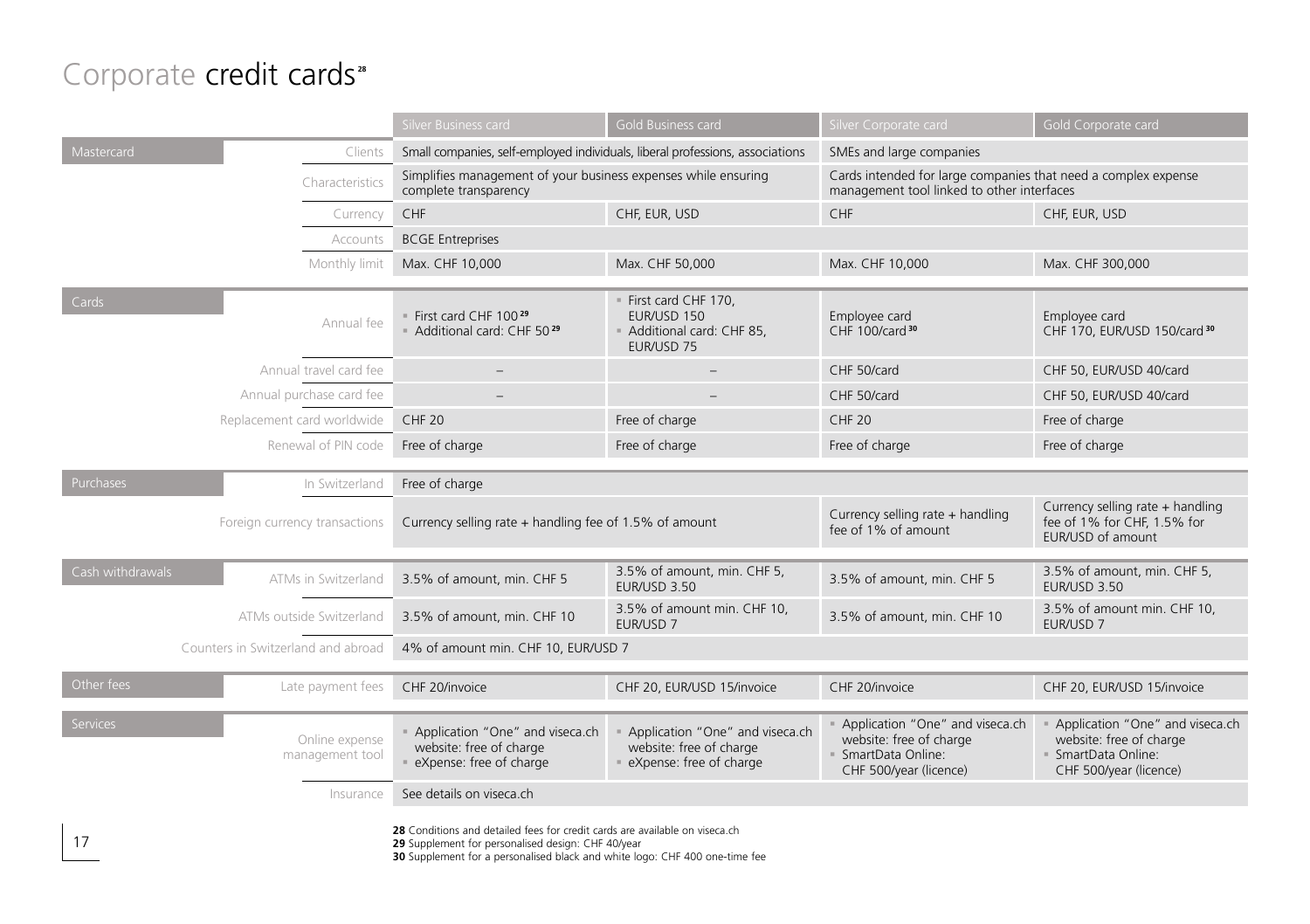# Corporate credit cards[28]

| | | Silver Business card | Gold Business card | Silver Corporate card | Gold Corporate card |
|---|---|---|---|---|---|
| Mastercard | Clients | Small companies, self-employed individuals, liberal professions, associations | | SMEs and large companies | |
| | Characteristics | Simplifies management of your business expenses while ensuring complete transparency | | Cards intended for large companies that need a complex expense management tool linked to other interfaces | |
| | Currency | CHF | CHF, EUR, USD | CHF | CHF, EUR, USD |
| | Accounts | BCGE Entreprises | | | |
| | Monthly limit | Max. CHF 10,000 | Max. CHF 50,000 | Max. CHF 10,000 | Max. CHF 300,000 |
| Cards | Annual fee | ▪ First card CHF 100[29] ▪ Additional card: CHF 50[29] | ▪ First card CHF 170, EUR/USD 150 ▪ Additional card: CHF 85, EUR/USD 75 | Employee card CHF 100/card[30] | Employee card CHF 170, EUR/USD 150/card[30] |
| | Annual travel card fee | – | – | CHF 50/card | CHF 50, EUR/USD 40/card |
| | Annual purchase card fee | – | – | CHF 50/card | CHF 50, EUR/USD 40/card |
| | Replacement card worldwide | CHF 20 | Free of charge | CHF 20 | Free of charge |
| | Renewal of PIN code | Free of charge | Free of charge | Free of charge | Free of charge |
| Purchases | In Switzerland | Free of charge | | | |
| | Foreign currency transactions | Currency selling rate + handling fee of 1.5% of amount | | Currency selling rate + handling fee of 1% of amount | Currency selling rate + handling fee of 1% for CHF, 1.5% for EUR/USD of amount |
| Cash withdrawals | ATMs in Switzerland | 3.5% of amount, min. CHF 5 | 3.5% of amount, min. CHF 5, EUR/USD 3.50 | 3.5% of amount, min. CHF 5 | 3.5% of amount, min. CHF 5, EUR/USD 3.50 |
| | ATMs outside Switzerland | 3.5% of amount, min. CHF 10 | 3.5% of amount min. CHF 10, EUR/USD 7 | 3.5% of amount, min. CHF 10 | 3.5% of amount min. CHF 10, EUR/USD 7 |
| | Counters in Switzerland and abroad | 4% of amount min. CHF 10, EUR/USD 7 | | | |
| Other fees | Late payment fees | CHF 20/invoice | CHF 20, EUR/USD 15/invoice | CHF 20/invoice | CHF 20, EUR/USD 15/invoice |
| Services | Online expense management tool | ▪ Application "One" and viseca.ch website: free of charge ▪ eXpense: free of charge | ▪ Application "One" and viseca.ch website: free of charge ▪ eXpense: free of charge | ▪ Application "One" and viseca.ch website: free of charge ▪ SmartData Online: CHF 500/year (licence) | ▪ Application "One" and viseca.ch website: free of charge ▪ SmartData Online: CHF 500/year (licence) |
| | Insurance | See details on viseca.ch | | | |

**28** Conditions and detailed fees for credit cards are available on viseca.ch
**29** Supplement for personalised design: CHF 40/year
**30** Supplement for a personalised black and white logo: CHF 400 one-time fee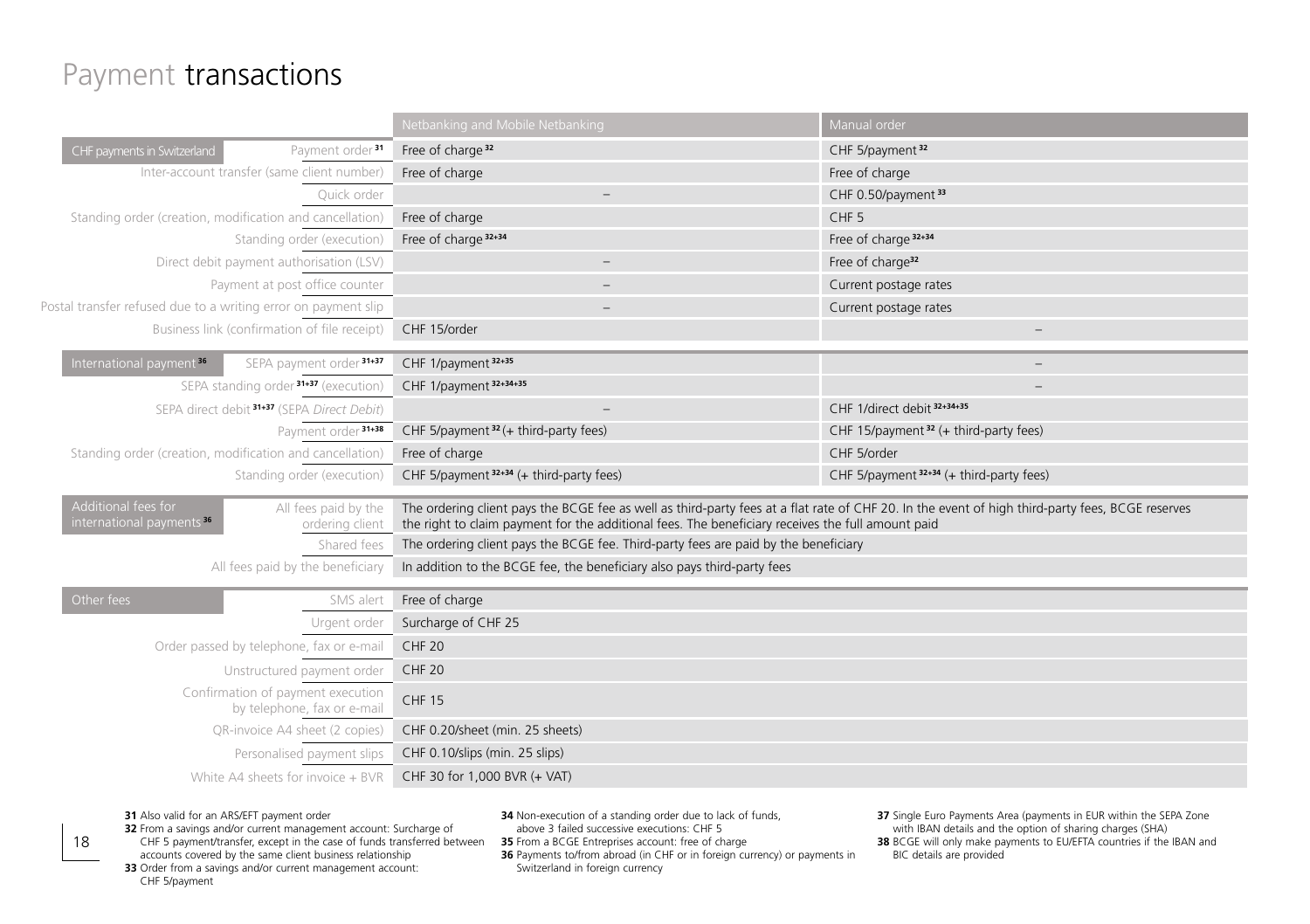# Payment transactions

| | | Netbanking and Mobile Netbanking | Manual order |
|---|---|---|---|
| CHF payments in Switzerland | Payment order [31] | Free of charge [32] | CHF 5/payment [32] |
| | Inter-account transfer (same client number) | Free of charge | Free of charge |
| | Quick order | – | CHF 0.50/payment [33] |
| | Standing order (creation, modification and cancellation) | Free of charge | CHF 5 |
| | Standing order (execution) | Free of charge [32+34] | Free of charge [32+34] |
| | Direct debit payment authorisation (LSV) | – | Free of charge [32] |
| | Payment at post office counter | – | Current postage rates |
| | Postal transfer refused due to a writing error on payment slip | – | Current postage rates |
| | Business link (confirmation of file receipt) | CHF 15/order | – |
| International payment [36] | SEPA payment order [31+37] | CHF 1/payment [32+35] | – |
| | SEPA standing order [31+37] (execution) | CHF 1/payment [32+34+35] | – |
| | SEPA direct debit [31+37] (SEPA *Direct Debit*) | – | CHF 1/direct debit [32+34+35] |
| | Payment order [31+38] | CHF 5/payment [32] (+ third-party fees) | CHF 15/payment [32] (+ third-party fees) |
| | Standing order (creation, modification and cancellation) | Free of charge | CHF 5/order |
| | Standing order (execution) | CHF 5/payment [32+34] (+ third-party fees) | CHF 5/payment [32+34] (+ third-party fees) |
| Additional fees for international payments [36] | All fees paid by the ordering client | The ordering client pays the BCGE fee as well as third-party fees at a flat rate of CHF 20. In the event of high third-party fees, BCGE reserves the right to claim payment for the additional fees. The beneficiary receives the full amount paid | |
| | Shared fees | The ordering client pays the BCGE fee. Third-party fees are paid by the beneficiary | |
| | All fees paid by the beneficiary | In addition to the BCGE fee, the beneficiary also pays third-party fees | |
| Other fees | SMS alert | Free of charge | |
| | Urgent order | Surcharge of CHF 25 | |
| | Order passed by telephone, fax or e-mail | CHF 20 | |
| | Unstructured payment order | CHF 20 | |
| | Confirmation of payment execution by telephone, fax or e-mail | CHF 15 | |
| | QR-invoice A4 sheet (2 copies) | CHF 0.20/sheet (min. 25 sheets) | |
| | Personalised payment slips | CHF 0.10/slips (min. 25 slips) | |
| | White A4 sheets for invoice + BVR | CHF 30 for 1,000 BVR (+ VAT) | |

**31** Also valid for an ARS/EFT payment order
**32** From a savings and/or current management account: Surcharge of CHF 5 payment/transfer, except in the case of funds transferred between accounts covered by the same client business relationship
**33** Order from a savings and/or current management account: CHF 5/payment
**34** Non-execution of a standing order due to lack of funds, above 3 failed successive executions: CHF 5
**35** From a BCGE Entreprises account: free of charge
**36** Payments to/from abroad (in CHF or in foreign currency) or payments in Switzerland in foreign currency
**37** Single Euro Payments Area (payments in EUR within the SEPA Zone with IBAN details and the option of sharing charges (SHA)
**38** BCGE will only make payments to EU/EFTA countries if the IBAN and BIC details are provided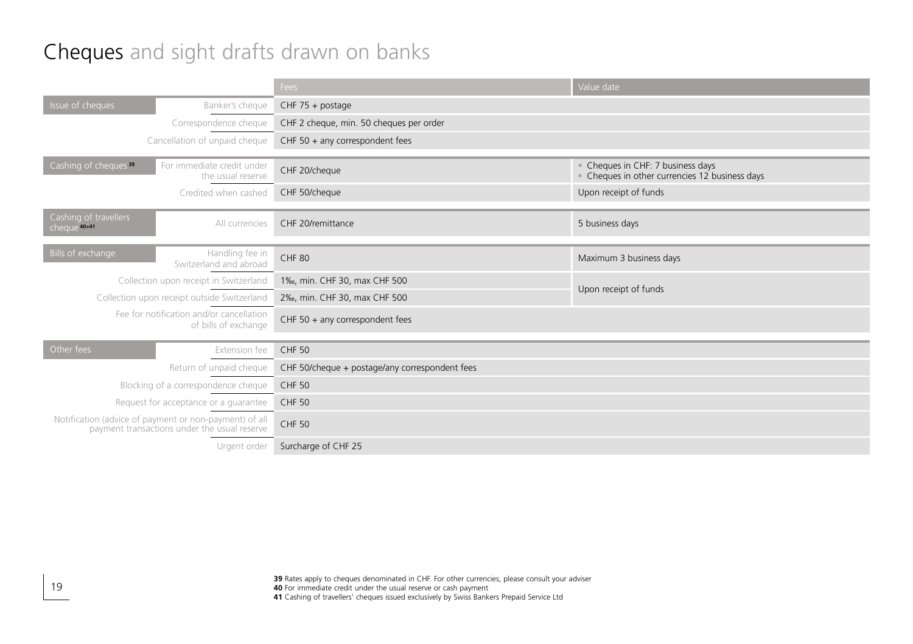# Cheques and sight drafts drawn on banks

| | | Fees | Value date |
|---|---|---|---|
| Issue of cheques | Banker's cheque | CHF 75 + postage | |
| | Correspondence cheque | CHF 2 cheque, min. 50 cheques per order | |
| | Cancellation of unpaid cheque | CHF 50 + any correspondent fees | |
| Cashing of cheques [39] | For immediate credit under the usual reserve | CHF 20/cheque | • Cheques in CHF: 7 business days<br>• Cheques in other currencies 12 business days |
| | Credited when cashed | CHF 50/cheque | Upon receipt of funds |
| Cashing of travellers cheque [40+41] | All currencies | CHF 20/remittance | 5 business days |
| Bills of exchange | Handling fee in Switzerland and abroad | CHF 80 | Maximum 3 business days |
| | Collection upon receipt in Switzerland | 1‰, min. CHF 30, max CHF 500 | Upon receipt of funds |
| | Collection upon receipt outside Switzerland | 2‰, min. CHF 30, max CHF 500 | Upon receipt of funds |
| | Fee for notification and/or cancellation of bills of exchange | CHF 50 + any correspondent fees | |
| Other fees | Extension fee | CHF 50 | |
| | Return of unpaid cheque | CHF 50/cheque + postage/any correspondent fees | |
| | Blocking of a correspondence cheque | CHF 50 | |
| | Request for acceptance or a guarantee | CHF 50 | |
| | Notification (advice of payment or non-payment) of all payment transactions under the usual reserve | CHF 50 | |
| | Urgent order | Surcharge of CHF 25 | |

**39** Rates apply to cheques denominated in CHF. For other currencies, please consult your adviser
**40** For immediate credit under the usual reserve or cash payment
**41** Cashing of travellers' cheques issued exclusively by Swiss Bankers Prepaid Service Ltd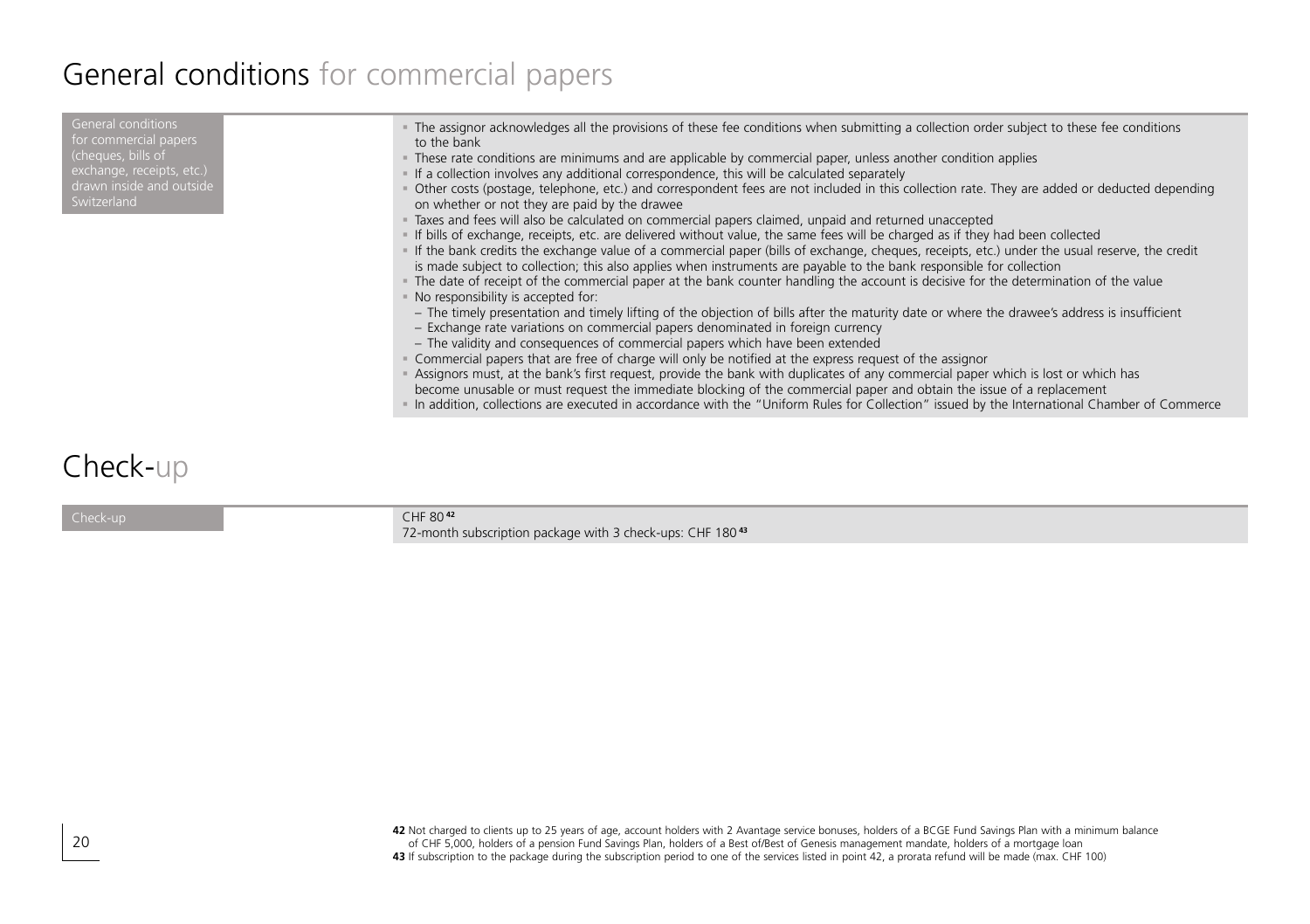# General conditions for commercial papers

| General conditions for commercial papers (cheques, bills of exchange, receipts, etc.) drawn inside and outside Switzerland | |
|---|---|
| | ▪ The assignor acknowledges all the provisions of these fee conditions when submitting a collection order subject to these fee conditions to the bank<br>▪ These rate conditions are minimums and are applicable by commercial paper, unless another condition applies<br>▪ If a collection involves any additional correspondence, this will be calculated separately<br>▪ Other costs (postage, telephone, etc.) and correspondent fees are not included in this collection rate. They are added or deducted depending on whether or not they are paid by the drawee<br>▪ Taxes and fees will also be calculated on commercial papers claimed, unpaid and returned unaccepted<br>▪ If bills of exchange, receipts, etc. are delivered without value, the same fees will be charged as if they had been collected<br>▪ If the bank credits the exchange value of a commercial paper (bills of exchange, cheques, receipts, etc.) under the usual reserve, the credit is made subject to collection; this also applies when instruments are payable to the bank responsible for collection<br>▪ The date of receipt of the commercial paper at the bank counter handling the account is decisive for the determination of the value<br>▪ No responsibility is accepted for:<br>– The timely presentation and timely lifting of the objection of bills after the maturity date or where the drawee's address is insufficient<br>– Exchange rate variations on commercial papers denominated in foreign currency<br>– The validity and consequences of commercial papers which have been extended<br>▪ Commercial papers that are free of charge will only be notified at the express request of the assignor<br>▪ Assignors must, at the bank's first request, provide the bank with duplicates of any commercial paper which is lost or which has become unusable or must request the immediate blocking of the commercial paper and obtain the issue of a replacement<br>▪ In addition, collections are executed in accordance with the "Uniform Rules for Collection" issued by the International Chamber of Commerce |

# Check-up

| Check-up | |
|---|---|
| | CHF 80 [42]<br>72-month subscription package with 3 check-ups: CHF 180 [43] |

**42** Not charged to clients up to 25 years of age, account holders with 2 Avantage service bonuses, holders of a BCGE Fund Savings Plan with a minimum balance of CHF 5,000, holders of a pension Fund Savings Plan, holders of a Best of/Best of Genesis management mandate, holders of a mortgage loan

**43** If subscription to the package during the subscription period to one of the services listed in point 42, a prorata refund will be made (max. CHF 100)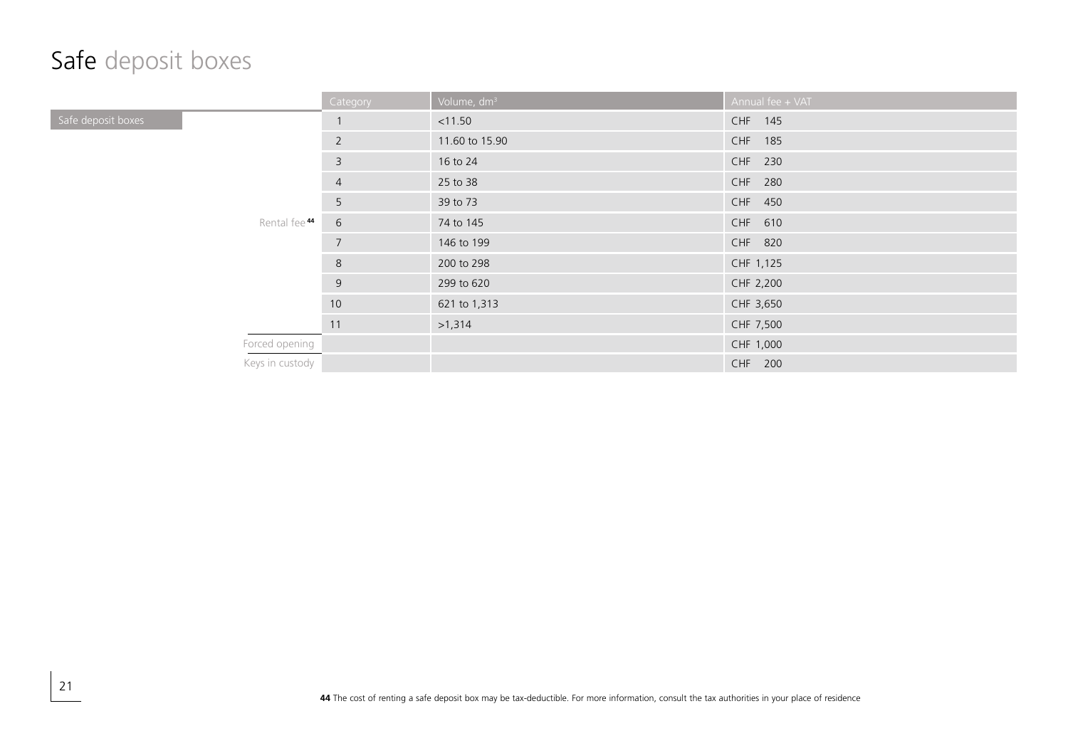# Safe deposit boxes

| Safe deposit boxes | | Category | Volume, $dm^3$ | Annual fee + VAT |
|---|---|---|---|---|
| | Rental fee[44] | 1 | <11.50 | CHF 145 |
| | | 2 | 11.60 to 15.90 | CHF 185 |
| | | 3 | 16 to 24 | CHF 230 |
| | | 4 | 25 to 38 | CHF 280 |
| | | 5 | 39 to 73 | CHF 450 |
| | | 6 | 74 to 145 | CHF 610 |
| | | 7 | 146 to 199 | CHF 820 |
| | | 8 | 200 to 298 | CHF 1,125 |
| | | 9 | 299 to 620 | CHF 2,200 |
| | | 10 | 621 to 1,313 | CHF 3,650 |
| | | 11 | >1,314 | CHF 7,500 |
| | Forced opening | | | CHF 1,000 |
| | Keys in custody | | | CHF 200 |

**44** The cost of renting a safe deposit box may be tax-deductible. For more information, consult the tax authorities in your place of residence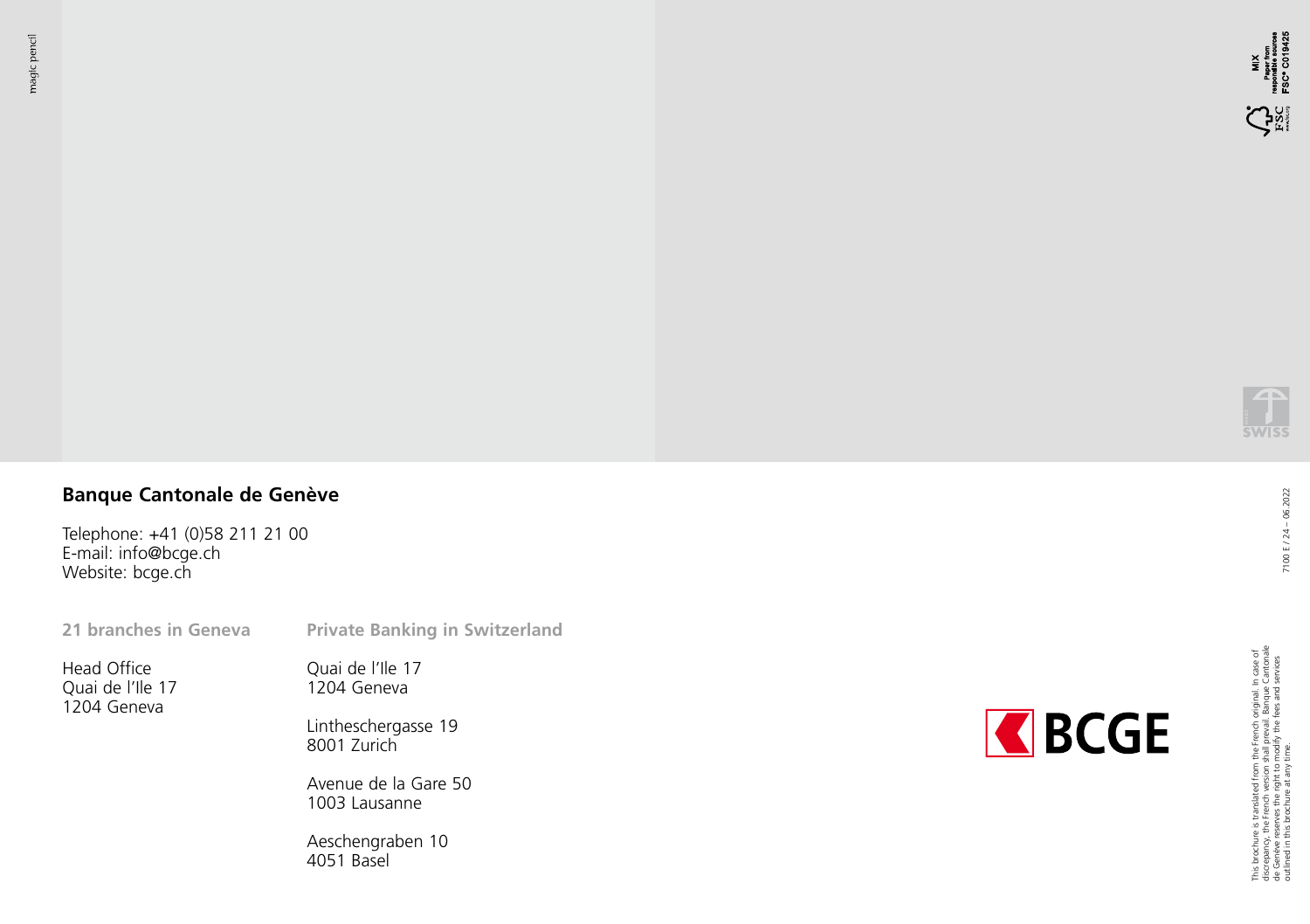**Banque Cantonale de Genève**

Telephone: +41 (0)58 211 21 00
E-mail: info@bcge.ch
Website: bcge.ch

**21 branches in Geneva**

Head Office
Quai de l'Ile 17
1204 Geneva

**Private Banking in Switzerland**

Quai de l'Ile 17
1204 Geneva

Lintheschergasse 19
8001 Zurich

Avenue de la Gare 50
1003 Lausanne

Aeschengraben 10
4051 Basel

BCGE

This brochure is translated from the French original. In case of discrepancy, the French version shall prevail. Banque Cantonale de Genève reserves the right to modify the fees and services outlined in this brochure at any time.

7100 E / 24 – 06.2022